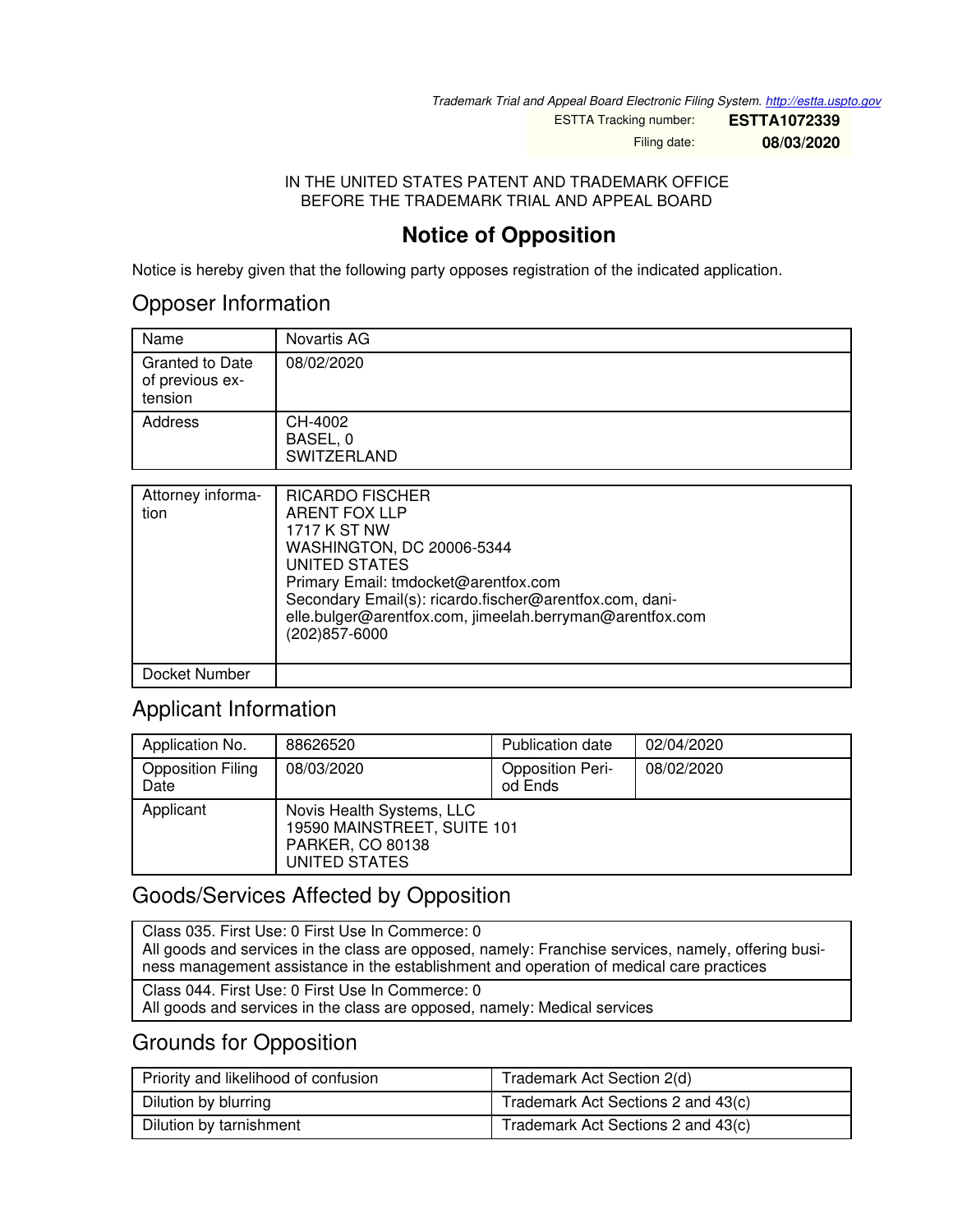*Trademark Trial and Appeal Board Electronic Filing System. http://estta.uspto.gov*

ESTTA Tracking number: **ESTTA1072339**

Filing date: **08/03/2020**

IN THE UNITED STATES PATENT AND TRADEMARK OFFICE
BEFORE THE TRADEMARK TRIAL AND APPEAL BOARD

# Notice of Opposition

Notice is hereby given that the following party opposes registration of the indicated application.

## Opposer Information

| Name | Novartis AG |
|---|---|
| Granted to Date of previous extension | 08/02/2020 |
| Address | CH-4002<br>BASEL, 0<br>SWITZERLAND |

| Attorney information | RICARDO FISCHER<br>ARENT FOX LLP<br>1717 K ST NW<br>WASHINGTON, DC 20006-5344<br>UNITED STATES<br>Primary Email: tmdocket@arentfox.com<br>Secondary Email(s): ricardo.fischer@arentfox.com, danielle.bulger@arentfox.com, jimeelah.berryman@arentfox.com<br>(202)857-6000 |
|---|---|
| Docket Number | |

## Applicant Information

| Application No. | 88626520 | Publication date | 02/04/2020 |
|---|---|---|---|
| Opposition Filing Date | 08/03/2020 | Opposition Period Ends | 08/02/2020 |
| Applicant | Novis Health Systems, LLC<br>19590 MAINSTREET, SUITE 101<br>PARKER, CO 80138<br>UNITED STATES | | |

## Goods/Services Affected by Opposition

| Class 035. First Use: 0 First Use In Commerce: 0<br>All goods and services in the class are opposed, namely: Franchise services, namely, offering business management assistance in the establishment and operation of medical care practices |
|---|
| Class 044. First Use: 0 First Use In Commerce: 0<br>All goods and services in the class are opposed, namely: Medical services |

## Grounds for Opposition

| Priority and likelihood of confusion | Trademark Act Section 2(d) |
|---|---|
| Dilution by blurring | Trademark Act Sections 2 and 43(c) |
| Dilution by tarnishment | Trademark Act Sections 2 and 43(c) |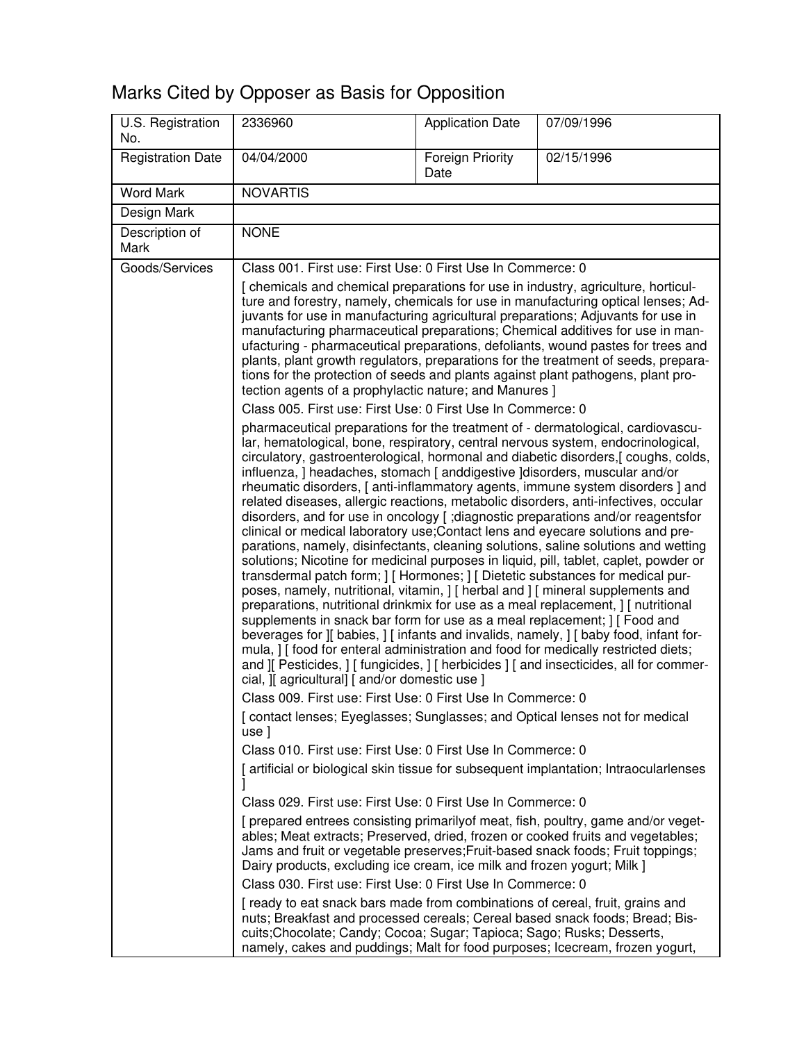# Marks Cited by Opposer as Basis for Opposition

| U.S. Registration No. | 2336960 | Application Date | 07/09/1996 |
|---|---|---|---|
| Registration Date | 04/04/2000 | Foreign Priority Date | 02/15/1996 |
| Word Mark | NOVARTIS | | |
| Design Mark | | | |
| Description of Mark | NONE | | |
| Goods/Services | Class 001. First use: First Use: 0 First Use In Commerce: 0<br><br>[ chemicals and chemical preparations for use in industry, agriculture, horticulture and forestry, namely, chemicals for use in manufacturing optical lenses; Adjuvants for use in manufacturing agricultural preparations; Adjuvants for use in manufacturing pharmaceutical preparations; Chemical additives for use in manufacturing - pharmaceutical preparations, defoliants, wound pastes for trees and plants, plant growth regulators, preparations for the treatment of seeds, preparations for the protection of seeds and plants against plant pathogens, plant protection agents of a prophylactic nature; and Manures ]<br><br>Class 005. First use: First Use: 0 First Use In Commerce: 0<br><br>pharmaceutical preparations for the treatment of - dermatological, cardiovascular, hematological, bone, respiratory, central nervous system, endocrinological, circulatory, gastroenterological, hormonal and diabetic disorders,[ coughs, colds, influenza, ] headaches, stomach [ anddigestive ]disorders, muscular and/or rheumatic disorders, [ anti-inflammatory agents, immune system disorders ] and related diseases, allergic reactions, metabolic disorders, anti-infectives, occular disorders, and for use in oncology [ ;diagnostic preparations and/or reagentsfor clinical or medical laboratory use;Contact lens and eyecare solutions and preparations, namely, disinfectants, cleaning solutions, saline solutions and wetting solutions; Nicotine for medicinal purposes in liquid, pill, tablet, caplet, powder or transdermal patch form; ] [ Hormones; ] [ Dietetic substances for medical purposes, namely, nutritional, vitamin, ] [ herbal and ] [ mineral supplements and preparations, nutritional drinkmix for use as a meal replacement, ] [ nutritional supplements in snack bar form for use as a meal replacement; ] [ Food and beverages for ][ babies, ] [ infants and invalids, namely, ] [ baby food, infant formula, ] [ food for enteral administration and food for medically restricted diets; and ][ Pesticides, ] [ fungicides, ] [ herbicides ] [ and insecticides, all for commercial, ][ agricultural] [ and/or domestic use ]<br><br>Class 009. First use: First Use: 0 First Use In Commerce: 0<br><br>[ contact lenses; Eyeglasses; Sunglasses; and Optical lenses not for medical use ]<br><br>Class 010. First use: First Use: 0 First Use In Commerce: 0<br><br>[ artificial or biological skin tissue for subsequent implantation; Intraocularlenses ]<br><br>Class 029. First use: First Use: 0 First Use In Commerce: 0<br><br>[ prepared entrees consisting primarilyof meat, fish, poultry, game and/or vegetables; Meat extracts; Preserved, dried, frozen or cooked fruits and vegetables; Jams and fruit or vegetable preserves;Fruit-based snack foods; Fruit toppings; Dairy products, excluding ice cream, ice milk and frozen yogurt; Milk ]<br><br>Class 030. First use: First Use: 0 First Use In Commerce: 0<br><br>[ ready to eat snack bars made from combinations of cereal, fruit, grains and nuts; Breakfast and processed cereals; Cereal based snack foods; Bread; Biscuits;Chocolate; Candy; Cocoa; Sugar; Tapioca; Sago; Rusks; Desserts, namely, cakes and puddings; Malt for food purposes; Icecream, frozen yogurt, | | |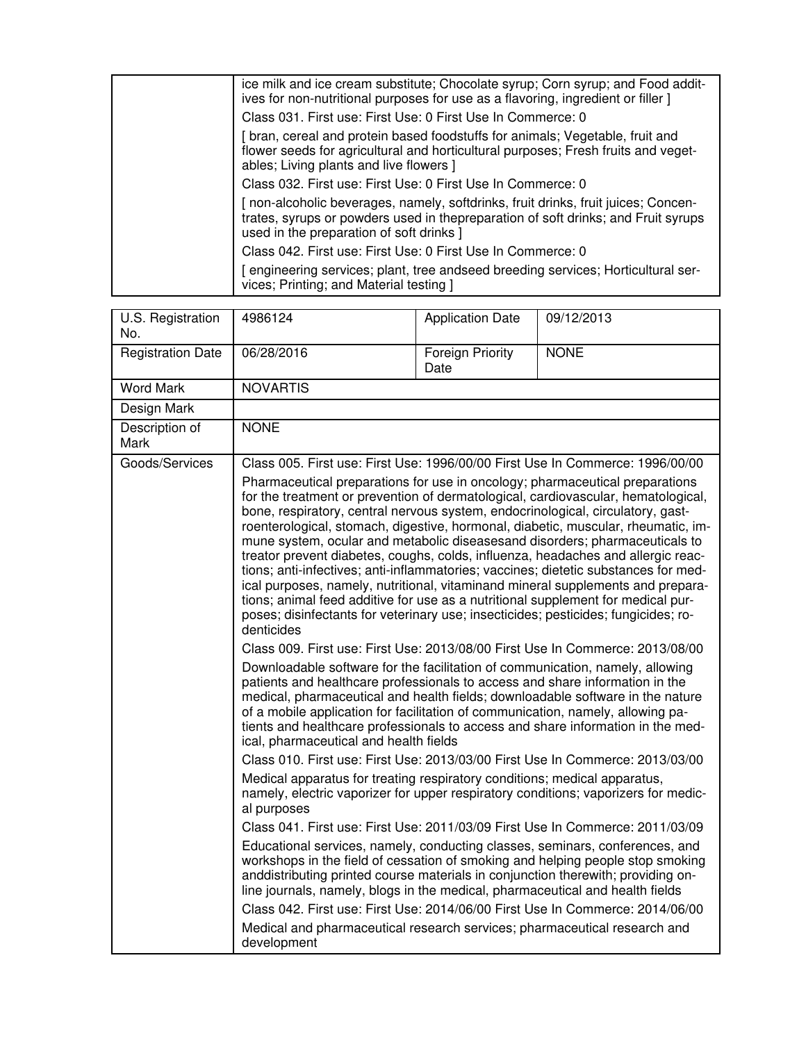| | |
|---|---|
| | ice milk and ice cream substitute; Chocolate syrup; Corn syrup; and Food additives for non-nutritional purposes for use as a flavoring, ingredient or filler ]<br>Class 031. First use: First Use: 0 First Use In Commerce: 0<br>[ bran, cereal and protein based foodstuffs for animals; Vegetable, fruit and flower seeds for agricultural and horticultural purposes; Fresh fruits and vegetables; Living plants and live flowers ]<br>Class 032. First use: First Use: 0 First Use In Commerce: 0<br>[ non-alcoholic beverages, namely, softdrinks, fruit drinks, fruit juices; Concentrates, syrups or powders used in thepreparation of soft drinks; and Fruit syrups used in the preparation of soft drinks ]<br>Class 042. First use: First Use: 0 First Use In Commerce: 0<br>[ engineering services; plant, tree andseed breeding services; Horticultural services; Printing; and Material testing ] |

| U.S. Registration No. | 4986124 | Application Date | 09/12/2013 |
|---|---|---|---|
| Registration Date | 06/28/2016 | Foreign Priority Date | NONE |
| Word Mark | NOVARTIS | | |
| Design Mark | | | |
| Description of Mark | NONE | | |
| Goods/Services | Class 005. First use: First Use: 1996/00/00 First Use In Commerce: 1996/00/00<br>Pharmaceutical preparations for use in oncology; pharmaceutical preparations for the treatment or prevention of dermatological, cardiovascular, hematological, bone, respiratory, central nervous system, endocrinological, circulatory, gastroenterological, stomach, digestive, hormonal, diabetic, muscular, rheumatic, immune system, ocular and metabolic diseasesand disorders; pharmaceuticals to treator prevent diabetes, coughs, colds, influenza, headaches and allergic reactions; anti-infectives; anti-inflammatories; vaccines; dietetic substances for medical purposes, namely, nutritional, vitaminand mineral supplements and preparations; animal feed additive for use as a nutritional supplement for medical purposes; disinfectants for veterinary use; insecticides; pesticides; fungicides; rodenticides<br>Class 009. First use: First Use: 2013/08/00 First Use In Commerce: 2013/08/00<br>Downloadable software for the facilitation of communication, namely, allowing patients and healthcare professionals to access and share information in the medical, pharmaceutical and health fields; downloadable software in the nature of a mobile application for facilitation of communication, namely, allowing patients and healthcare professionals to access and share information in the medical, pharmaceutical and health fields<br>Class 010. First use: First Use: 2013/03/00 First Use In Commerce: 2013/03/00<br>Medical apparatus for treating respiratory conditions; medical apparatus, namely, electric vaporizer for upper respiratory conditions; vaporizers for medical purposes<br>Class 041. First use: First Use: 2011/03/09 First Use In Commerce: 2011/03/09<br>Educational services, namely, conducting classes, seminars, conferences, and workshops in the field of cessation of smoking and helping people stop smoking anddistributing printed course materials in conjunction therewith; providing online journals, namely, blogs in the medical, pharmaceutical and health fields<br>Class 042. First use: First Use: 2014/06/00 First Use In Commerce: 2014/06/00<br>Medical and pharmaceutical research services; pharmaceutical research and development | | |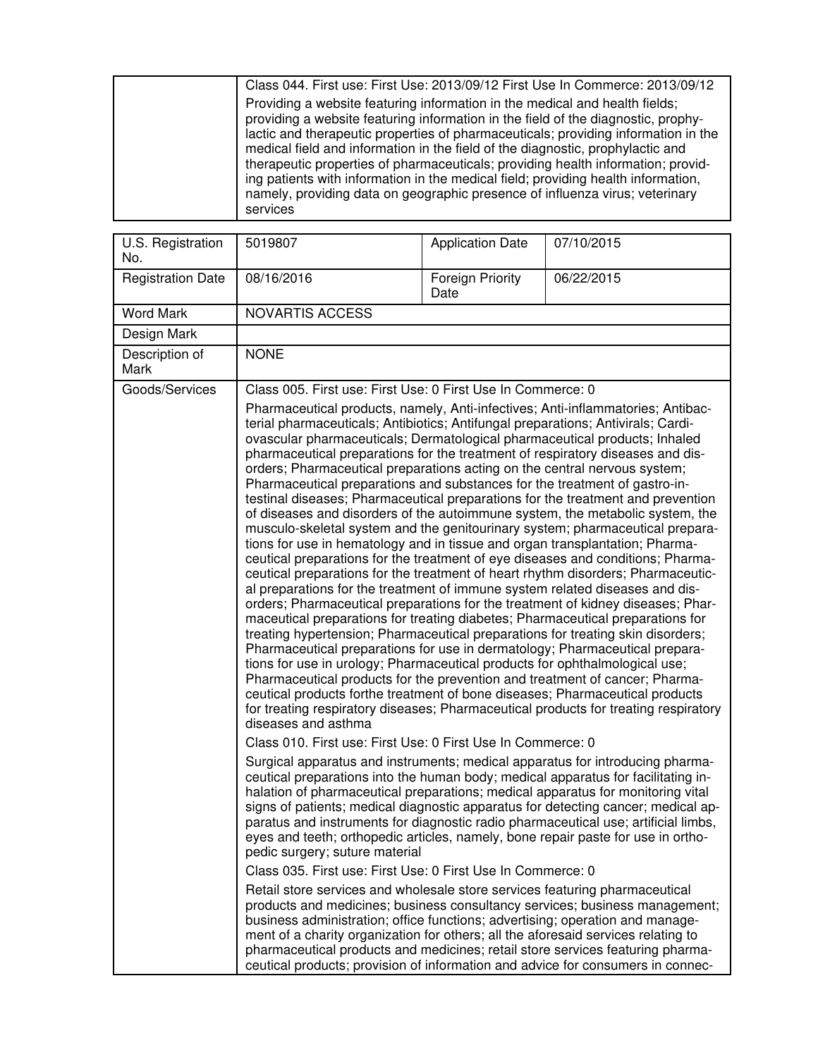| | Class 044. First use: First Use: 2013/09/12 First Use In Commerce: 2013/09/12<br><br>Providing a website featuring information in the medical and health fields; providing a website featuring information in the field of the diagnostic, prophylactic and therapeutic properties of pharmaceuticals; providing information in the medical field and information in the field of the diagnostic, prophylactic and therapeutic properties of pharmaceuticals; providing health information; providing patients with information in the medical field; providing health information, namely, providing data on geographic presence of influenza virus; veterinary services |
|---|---|

| U.S. Registration No. | 5019807 | Application Date | 07/10/2015 |
|---|---|---|---|
| Registration Date | 08/16/2016 | Foreign Priority Date | 06/22/2015 |
| Word Mark | NOVARTIS ACCESS | | |
| Design Mark | | | |
| Description of Mark | NONE | | |
| Goods/Services | Class 005. First use: First Use: 0 First Use In Commerce: 0<br><br>Pharmaceutical products, namely, Anti-infectives; Anti-inflammatories; Antibacterial pharmaceuticals; Antibiotics; Antifungal preparations; Antivirals; Cardiovascular pharmaceuticals; Dermatological pharmaceutical products; Inhaled pharmaceutical preparations for the treatment of respiratory diseases and disorders; Pharmaceutical preparations acting on the central nervous system; Pharmaceutical preparations and substances for the treatment of gastro-intestinal diseases; Pharmaceutical preparations for the treatment and prevention of diseases and disorders of the autoimmune system, the metabolic system, the musculo-skeletal system and the genitourinary system; pharmaceutical preparations for use in hematology and in tissue and organ transplantation; Pharmaceutical preparations for the treatment of eye diseases and conditions; Pharmaceutical preparations for the treatment of heart rhythm disorders; Pharmaceutical preparations for the treatment of immune system related diseases and disorders; Pharmaceutical preparations for the treatment of kidney diseases; Pharmaceutical preparations for treating diabetes; Pharmaceutical preparations for treating hypertension; Pharmaceutical preparations for treating skin disorders; Pharmaceutical preparations for use in dermatology; Pharmaceutical preparations for use in urology; Pharmaceutical products for ophthalmological use; Pharmaceutical products for the prevention and treatment of cancer; Pharmaceutical products forthe treatment of bone diseases; Pharmaceutical products for treating respiratory diseases; Pharmaceutical products for treating respiratory diseases and asthma<br><br>Class 010. First use: First Use: 0 First Use In Commerce: 0<br><br>Surgical apparatus and instruments; medical apparatus for introducing pharmaceutical preparations into the human body; medical apparatus for facilitating inhalation of pharmaceutical preparations; medical apparatus for monitoring vital signs of patients; medical diagnostic apparatus for detecting cancer; medical apparatus and instruments for diagnostic radio pharmaceutical use; artificial limbs, eyes and teeth; orthopedic articles, namely, bone repair paste for use in orthopedic surgery; suture material<br><br>Class 035. First use: First Use: 0 First Use In Commerce: 0<br><br>Retail store services and wholesale store services featuring pharmaceutical products and medicines; business consultancy services; business management; business administration; office functions; advertising; operation and management of a charity organization for others; all the aforesaid services relating to pharmaceutical products and medicines; retail store services featuring pharmaceutical products; provision of information and advice for consumers in connec- | | |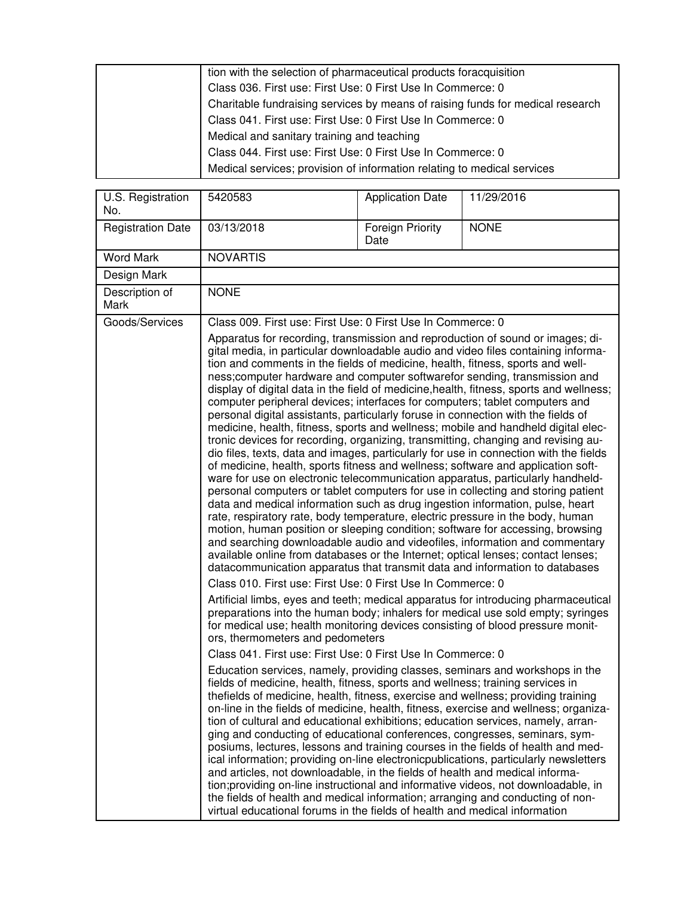| | tion with the selection of pharmaceutical products foracquisition<br>Class 036. First use: First Use: 0 First Use In Commerce: 0<br>Charitable fundraising services by means of raising funds for medical research<br>Class 041. First use: First Use: 0 First Use In Commerce: 0<br>Medical and sanitary training and teaching<br>Class 044. First use: First Use: 0 First Use In Commerce: 0<br>Medical services; provision of information relating to medical services |
|---|---|

| U.S. Registration No. | 5420583 | Application Date | 11/29/2016 |
|---|---|---|---|
| Registration Date | 03/13/2018 | Foreign Priority Date | NONE |
| Word Mark | NOVARTIS | | |
| Design Mark | | | |
| Description of Mark | NONE | | |
| Goods/Services | Class 009. First use: First Use: 0 First Use In Commerce: 0<br>Apparatus for recording, transmission and reproduction of sound or images; digital media, in particular downloadable audio and video files containing information and comments in the fields of medicine, health, fitness, sports and wellness;computer hardware and computer softwarefor sending, transmission and display of digital data in the field of medicine,health, fitness, sports and wellness; computer peripheral devices; interfaces for computers; tablet computers and personal digital assistants, particularly foruse in connection with the fields of medicine, health, fitness, sports and wellness; mobile and handheld digital electronic devices for recording, organizing, transmitting, changing and revising audio files, texts, data and images, particularly for use in connection with the fields of medicine, health, sports fitness and wellness; software and application software for use on electronic telecommunication apparatus, particularly handheld-personal computers or tablet computers for use in collecting and storing patient data and medical information such as drug ingestion information, pulse, heart rate, respiratory rate, body temperature, electric pressure in the body, human motion, human position or sleeping condition; software for accessing, browsing and searching downloadable audio and videofiles, information and commentary available online from databases or the Internet; optical lenses; contact lenses; datacommunication apparatus that transmit data and information to databases<br>Class 010. First use: First Use: 0 First Use In Commerce: 0<br>Artificial limbs, eyes and teeth; medical apparatus for introducing pharmaceutical preparations into the human body; inhalers for medical use sold empty; syringes for medical use; health monitoring devices consisting of blood pressure monitors, thermometers and pedometers<br>Class 041. First use: First Use: 0 First Use In Commerce: 0<br>Education services, namely, providing classes, seminars and workshops in the fields of medicine, health, fitness, sports and wellness; training services in thefields of medicine, health, fitness, exercise and wellness; providing training on-line in the fields of medicine, health, fitness, exercise and wellness; organization of cultural and educational exhibitions; education services, namely, arranging and conducting of educational conferences, congresses, seminars, symposiums, lectures, lessons and training courses in the fields of health and medical information; providing on-line electronicpublications, particularly newsletters and articles, not downloadable, in the fields of health and medical information;providing on-line instructional and informative videos, not downloadable, in the fields of health and medical information; arranging and conducting of non-virtual educational forums in the fields of health and medical information | | |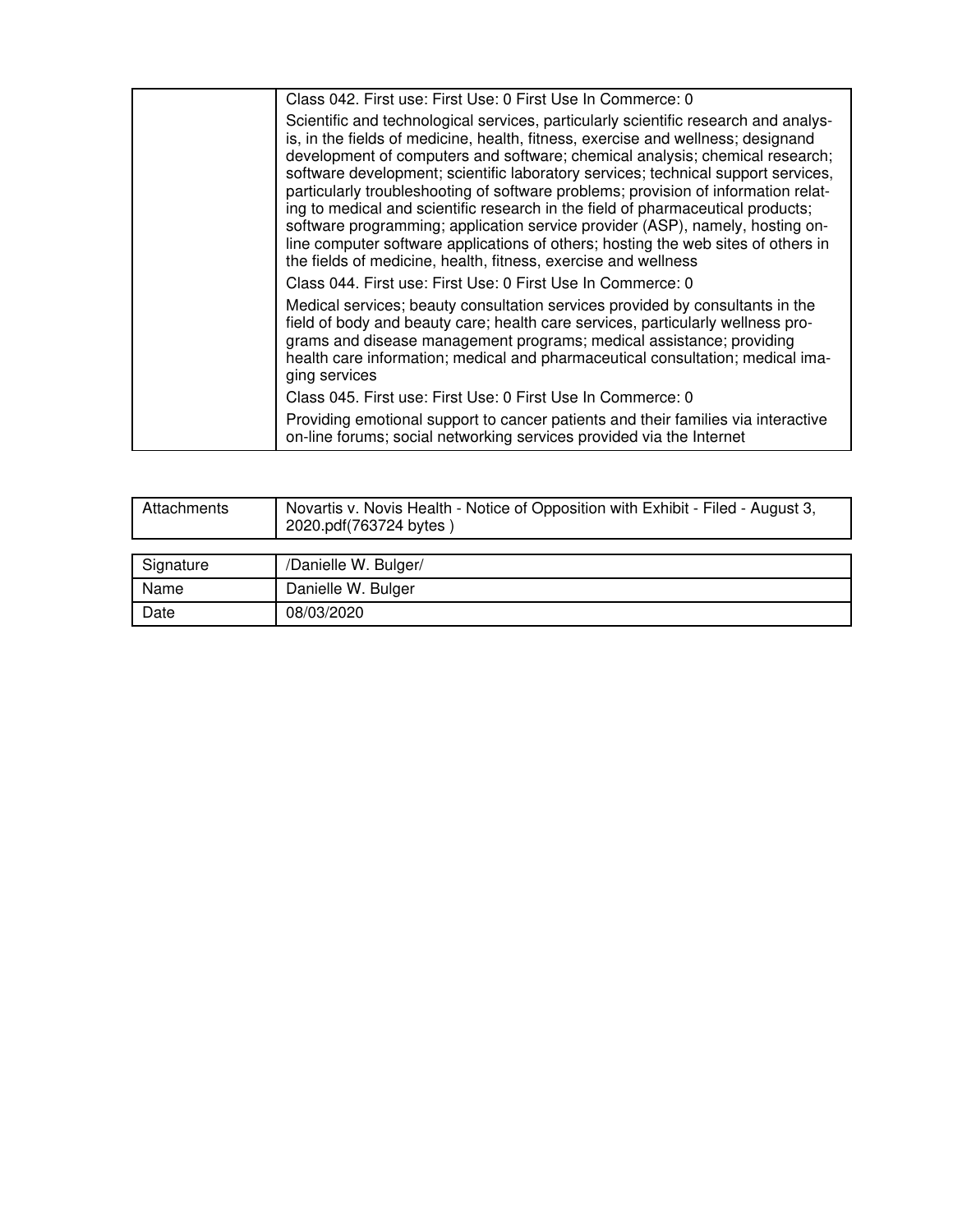|  | Class 042. First use: First Use: 0 First Use In Commerce: 0 |
| --- | --- |
|  | Scientific and technological services, particularly scientific research and analysis, in the fields of medicine, health, fitness, exercise and wellness; designand development of computers and software; chemical analysis; chemical research; software development; scientific laboratory services; technical support services, particularly troubleshooting of software problems; provision of information relating to medical and scientific research in the field of pharmaceutical products; software programming; application service provider (ASP), namely, hosting on-line computer software applications of others; hosting the web sites of others in the fields of medicine, health, fitness, exercise and wellness |
|  | Class 044. First use: First Use: 0 First Use In Commerce: 0 |
|  | Medical services; beauty consultation services provided by consultants in the field of body and beauty care; health care services, particularly wellness programs and disease management programs; medical assistance; providing health care information; medical and pharmaceutical consultation; medical imaging services |
|  | Class 045. First use: First Use: 0 First Use In Commerce: 0 |
|  | Providing emotional support to cancer patients and their families via interactive on-line forums; social networking services provided via the Internet |

| Attachments | Novartis v. Novis Health - Notice of Opposition with Exhibit - Filed - August 3, 2020.pdf(763724 bytes ) |
| --- | --- |

| Signature | /Danielle W. Bulger/ |
| --- | --- |
| Name | Danielle W. Bulger |
| Date | 08/03/2020 |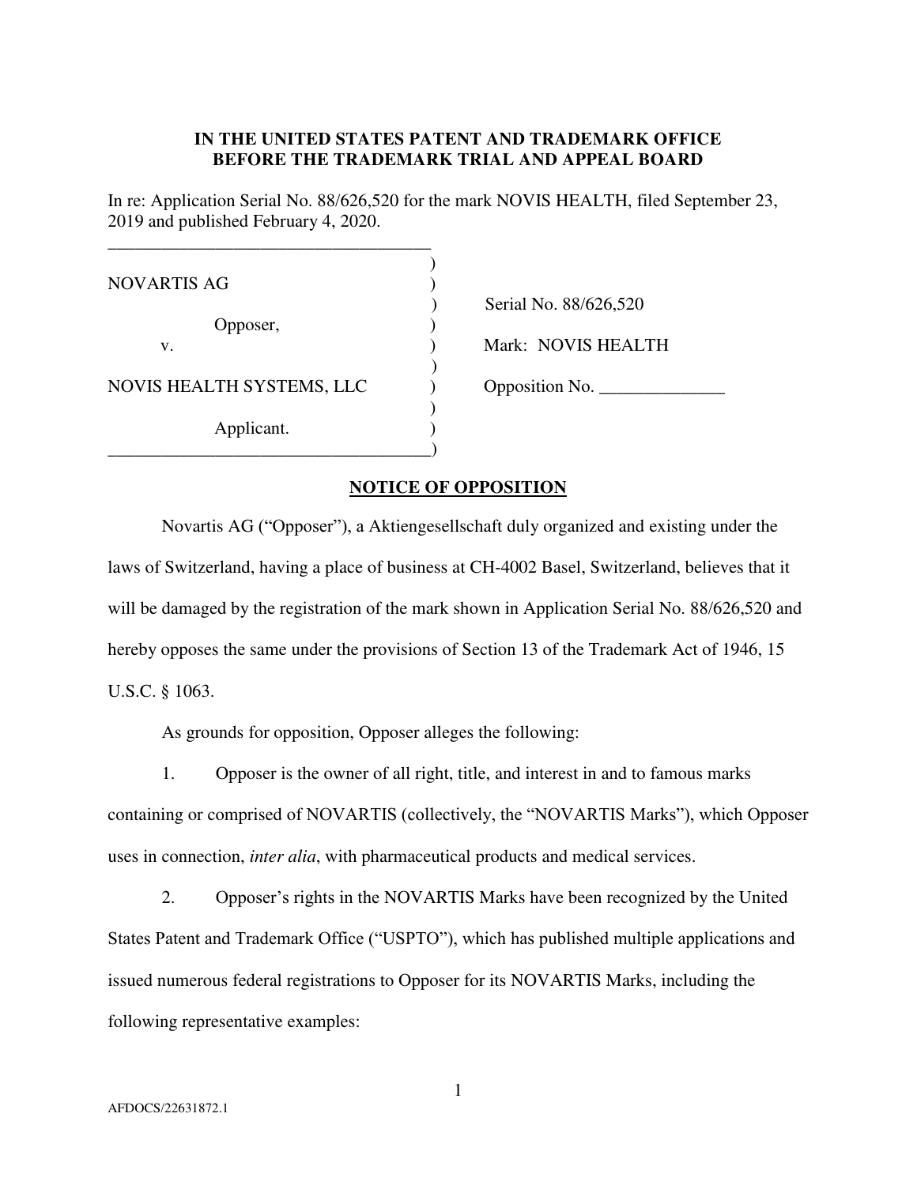**IN THE UNITED STATES PATENT AND TRADEMARK OFFICE**
**BEFORE THE TRADEMARK TRIAL AND APPEAL BOARD**

In re: Application Serial No. 88/626,520 for the mark NOVIS HEALTH, filed September 23, 2019 and published February 4, 2020.

| | |
|---|---|
| NOVARTIS AG | |
| Opposer, | Serial No. 88/626,520 |
| v. | Mark: NOVIS HEALTH |
| NOVIS HEALTH SYSTEMS, LLC | Opposition No. ______________ |
| Applicant. | |

**NOTICE OF OPPOSITION**

Novartis AG (“Opposer”), a Aktiengesellschaft duly organized and existing under the laws of Switzerland, having a place of business at CH-4002 Basel, Switzerland, believes that it will be damaged by the registration of the mark shown in Application Serial No. 88/626,520 and hereby opposes the same under the provisions of Section 13 of the Trademark Act of 1946, 15 U.S.C. § 1063.

As grounds for opposition, Opposer alleges the following:

1. Opposer is the owner of all right, title, and interest in and to famous marks containing or comprised of NOVARTIS (collectively, the “NOVARTIS Marks”), which Opposer uses in connection, *inter alia*, with pharmaceutical products and medical services.

2. Opposer’s rights in the NOVARTIS Marks have been recognized by the United States Patent and Trademark Office (“USPTO”), which has published multiple applications and issued numerous federal registrations to Opposer for its NOVARTIS Marks, including the following representative examples:

AFDOCS/22631872.1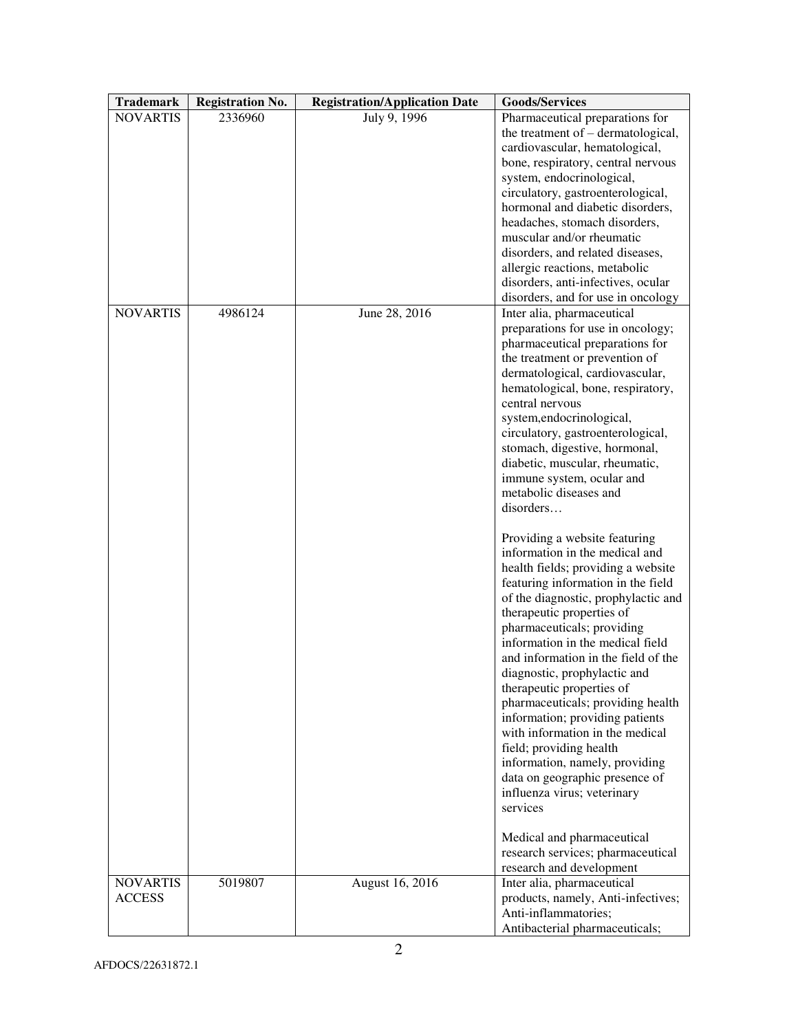| Trademark | Registration No. | Registration/Application Date | Goods/Services |
|---|---|---|---|
| NOVARTIS | 2336960 | July 9, 1996 | Pharmaceutical preparations for the treatment of – dermatological, cardiovascular, hematological, bone, respiratory, central nervous system, endocrinological, circulatory, gastroenterological, hormonal and diabetic disorders, headaches, stomach disorders, muscular and/or rheumatic disorders, and related diseases, allergic reactions, metabolic disorders, anti-infectives, ocular disorders, and for use in oncology |
| NOVARTIS | 4986124 | June 28, 2016 | Inter alia, pharmaceutical preparations for use in oncology; pharmaceutical preparations for the treatment or prevention of dermatological, cardiovascular, hematological, bone, respiratory, central nervous system,endocrinological, circulatory, gastroenterological, stomach, digestive, hormonal, diabetic, muscular, rheumatic, immune system, ocular and metabolic diseases and disorders…<br><br>Providing a website featuring information in the medical and health fields; providing a website featuring information in the field of the diagnostic, prophylactic and therapeutic properties of pharmaceuticals; providing information in the medical field and information in the field of the diagnostic, prophylactic and therapeutic properties of pharmaceuticals; providing health information; providing patients with information in the medical field; providing health information, namely, providing data on geographic presence of influenza virus; veterinary services<br><br>Medical and pharmaceutical research services; pharmaceutical research and development |
| NOVARTIS ACCESS | 5019807 | August 16, 2016 | Inter alia, pharmaceutical products, namely, Anti-infectives; Anti-inflammatories; Antibacterial pharmaceuticals; |

AFDOCS/22631872.1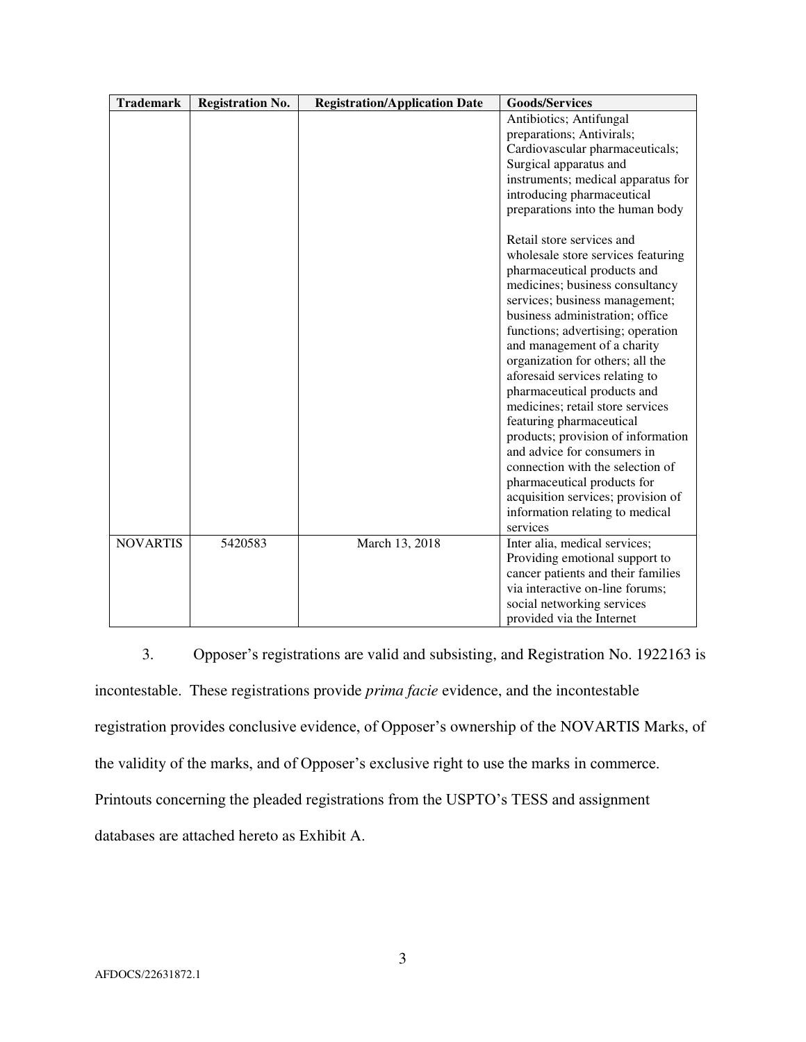| Trademark | Registration No. | Registration/Application Date | Goods/Services |
|---|---|---|---|
| | | | Antibiotics; Antifungal preparations; Antivirals; Cardiovascular pharmaceuticals; Surgical apparatus and instruments; medical apparatus for introducing pharmaceutical preparations into the human body<br><br>Retail store services and wholesale store services featuring pharmaceutical products and medicines; business consultancy services; business management; business administration; office functions; advertising; operation and management of a charity organization for others; all the aforesaid services relating to pharmaceutical products and medicines; retail store services featuring pharmaceutical products; provision of information and advice for consumers in connection with the selection of pharmaceutical products for acquisition services; provision of information relating to medical services |
| NOVARTIS | 5420583 | March 13, 2018 | Inter alia, medical services; Providing emotional support to cancer patients and their families via interactive on-line forums; social networking services provided via the Internet |

3. Opposer's registrations are valid and subsisting, and Registration No. 1922163 is incontestable. These registrations provide *prima facie* evidence, and the incontestable registration provides conclusive evidence, of Opposer's ownership of the NOVARTIS Marks, of the validity of the marks, and of Opposer's exclusive right to use the marks in commerce. Printouts concerning the pleaded registrations from the USPTO's TESS and assignment databases are attached hereto as Exhibit A.

AFDOCS/22631872.1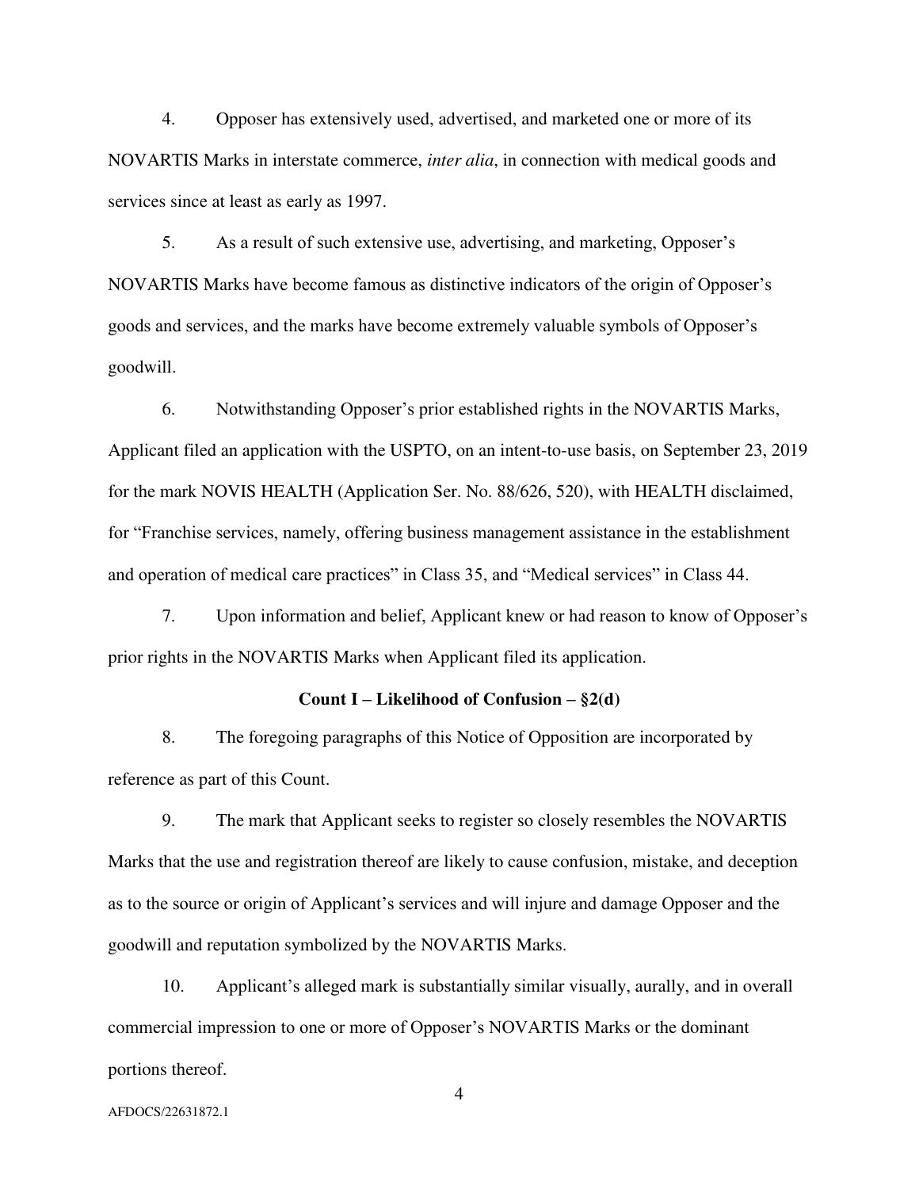4. Opposer has extensively used, advertised, and marketed one or more of its NOVARTIS Marks in interstate commerce, *inter alia*, in connection with medical goods and services since at least as early as 1997.

5. As a result of such extensive use, advertising, and marketing, Opposer's NOVARTIS Marks have become famous as distinctive indicators of the origin of Opposer's goods and services, and the marks have become extremely valuable symbols of Opposer's goodwill.

6. Notwithstanding Opposer's prior established rights in the NOVARTIS Marks, Applicant filed an application with the USPTO, on an intent-to-use basis, on September 23, 2019 for the mark NOVIS HEALTH (Application Ser. No. 88/626, 520), with HEALTH disclaimed, for "Franchise services, namely, offering business management assistance in the establishment and operation of medical care practices" in Class 35, and "Medical services" in Class 44.

7. Upon information and belief, Applicant knew or had reason to know of Opposer's prior rights in the NOVARTIS Marks when Applicant filed its application.

**Count I – Likelihood of Confusion – §2(d)**

8. The foregoing paragraphs of this Notice of Opposition are incorporated by reference as part of this Count.

9. The mark that Applicant seeks to register so closely resembles the NOVARTIS Marks that the use and registration thereof are likely to cause confusion, mistake, and deception as to the source or origin of Applicant's services and will injure and damage Opposer and the goodwill and reputation symbolized by the NOVARTIS Marks.

10. Applicant's alleged mark is substantially similar visually, aurally, and in overall commercial impression to one or more of Opposer's NOVARTIS Marks or the dominant portions thereof.

AFDOCS/22631872.1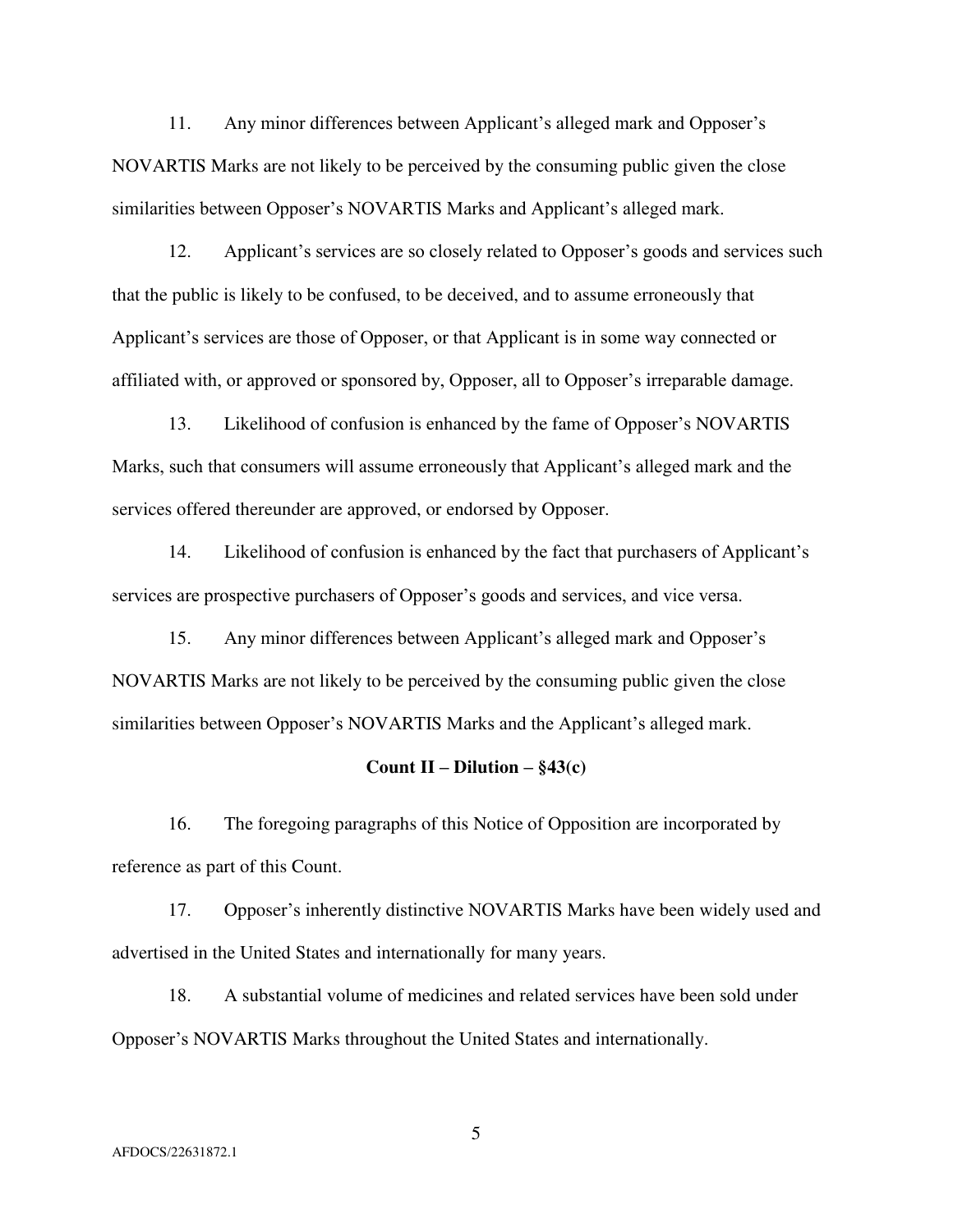11. Any minor differences between Applicant's alleged mark and Opposer's NOVARTIS Marks are not likely to be perceived by the consuming public given the close similarities between Opposer's NOVARTIS Marks and Applicant's alleged mark.

12. Applicant's services are so closely related to Opposer's goods and services such that the public is likely to be confused, to be deceived, and to assume erroneously that Applicant's services are those of Opposer, or that Applicant is in some way connected or affiliated with, or approved or sponsored by, Opposer, all to Opposer's irreparable damage.

13. Likelihood of confusion is enhanced by the fame of Opposer's NOVARTIS Marks, such that consumers will assume erroneously that Applicant's alleged mark and the services offered thereunder are approved, or endorsed by Opposer.

14. Likelihood of confusion is enhanced by the fact that purchasers of Applicant's services are prospective purchasers of Opposer's goods and services, and vice versa.

15. Any minor differences between Applicant's alleged mark and Opposer's NOVARTIS Marks are not likely to be perceived by the consuming public given the close similarities between Opposer's NOVARTIS Marks and the Applicant's alleged mark.

**Count II – Dilution – §43(c)**

16. The foregoing paragraphs of this Notice of Opposition are incorporated by reference as part of this Count.

17. Opposer's inherently distinctive NOVARTIS Marks have been widely used and advertised in the United States and internationally for many years.

18. A substantial volume of medicines and related services have been sold under Opposer's NOVARTIS Marks throughout the United States and internationally.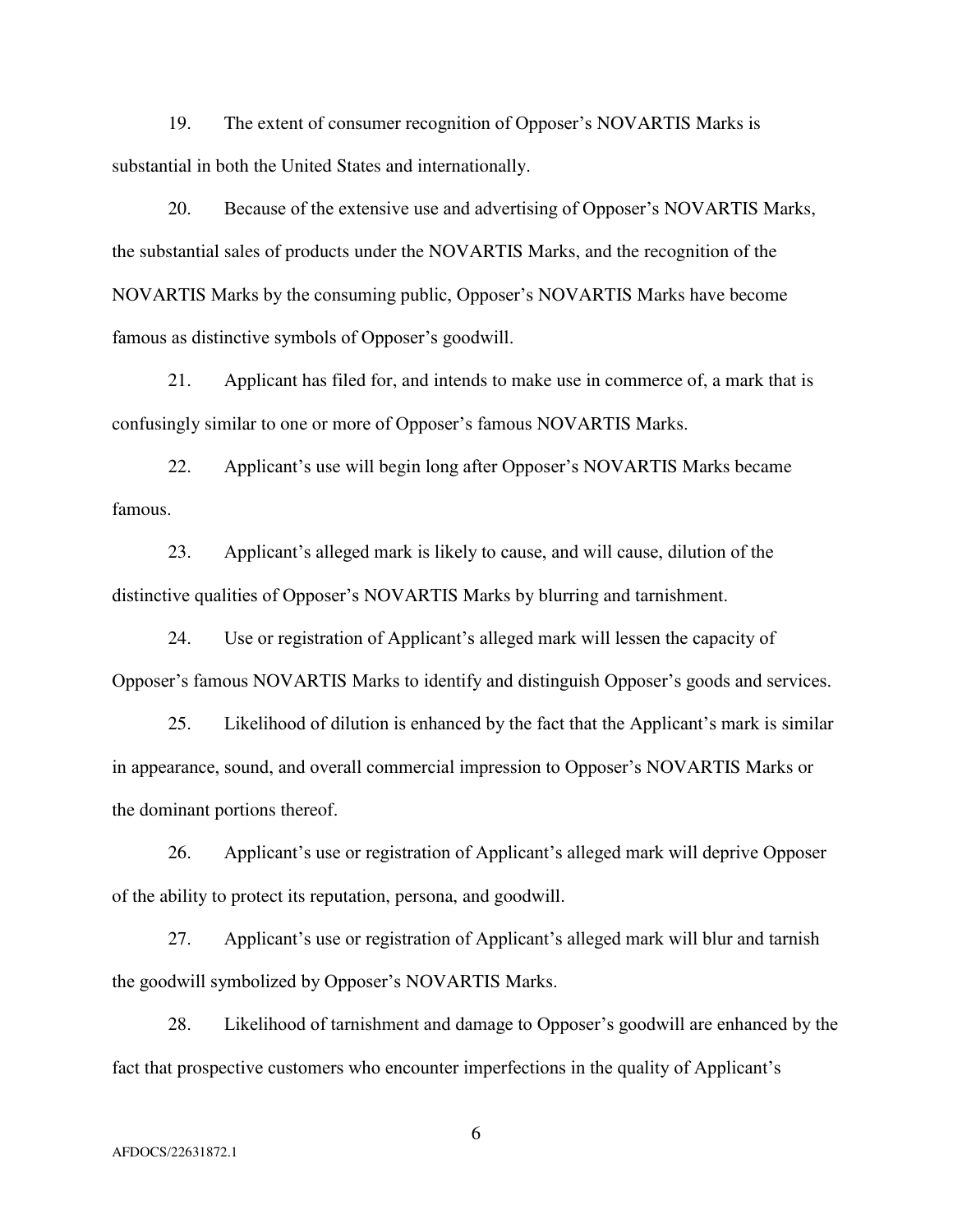19. The extent of consumer recognition of Opposer's NOVARTIS Marks is substantial in both the United States and internationally.

20. Because of the extensive use and advertising of Opposer's NOVARTIS Marks, the substantial sales of products under the NOVARTIS Marks, and the recognition of the NOVARTIS Marks by the consuming public, Opposer's NOVARTIS Marks have become famous as distinctive symbols of Opposer's goodwill.

21. Applicant has filed for, and intends to make use in commerce of, a mark that is confusingly similar to one or more of Opposer's famous NOVARTIS Marks.

22. Applicant's use will begin long after Opposer's NOVARTIS Marks became famous.

23. Applicant's alleged mark is likely to cause, and will cause, dilution of the distinctive qualities of Opposer's NOVARTIS Marks by blurring and tarnishment.

24. Use or registration of Applicant's alleged mark will lessen the capacity of Opposer's famous NOVARTIS Marks to identify and distinguish Opposer's goods and services.

25. Likelihood of dilution is enhanced by the fact that the Applicant's mark is similar in appearance, sound, and overall commercial impression to Opposer's NOVARTIS Marks or the dominant portions thereof.

26. Applicant's use or registration of Applicant's alleged mark will deprive Opposer of the ability to protect its reputation, persona, and goodwill.

27. Applicant's use or registration of Applicant's alleged mark will blur and tarnish the goodwill symbolized by Opposer's NOVARTIS Marks.

28. Likelihood of tarnishment and damage to Opposer's goodwill are enhanced by the fact that prospective customers who encounter imperfections in the quality of Applicant's

AFDOCS/22631872.1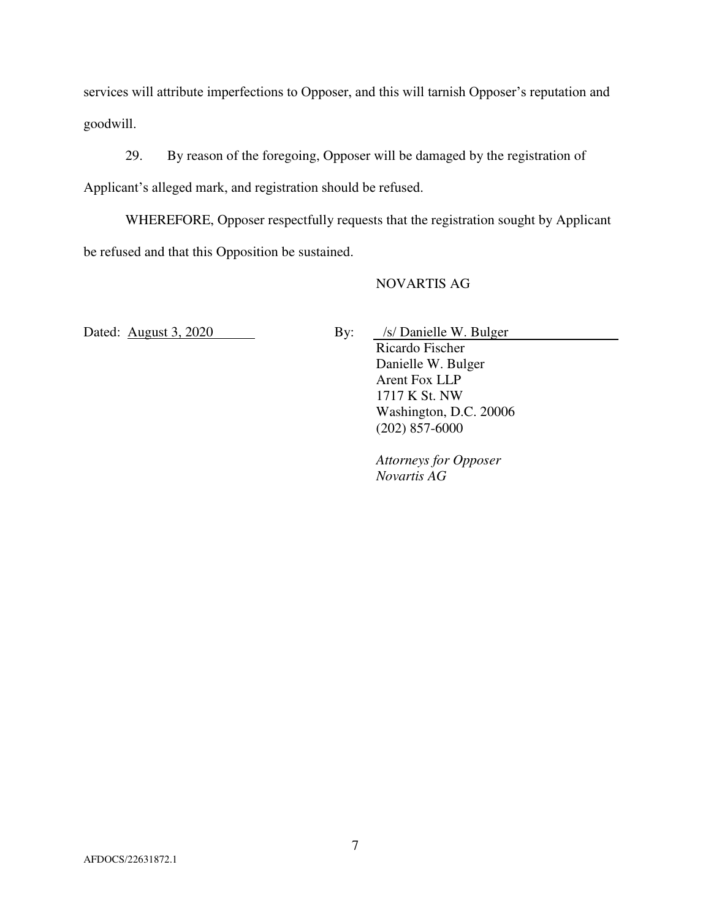services will attribute imperfections to Opposer, and this will tarnish Opposer's reputation and goodwill.

29. By reason of the foregoing, Opposer will be damaged by the registration of Applicant's alleged mark, and registration should be refused.

WHEREFORE, Opposer respectfully requests that the registration sought by Applicant be refused and that this Opposition be sustained.

NOVARTIS AG

Dated: August 3, 2020

By: /s/ Danielle W. Bulger
Ricardo Fischer
Danielle W. Bulger
Arent Fox LLP
1717 K St. NW
Washington, D.C. 20006
(202) 857-6000

*Attorneys for Opposer*
*Novartis AG*

AFDOCS/22631872.1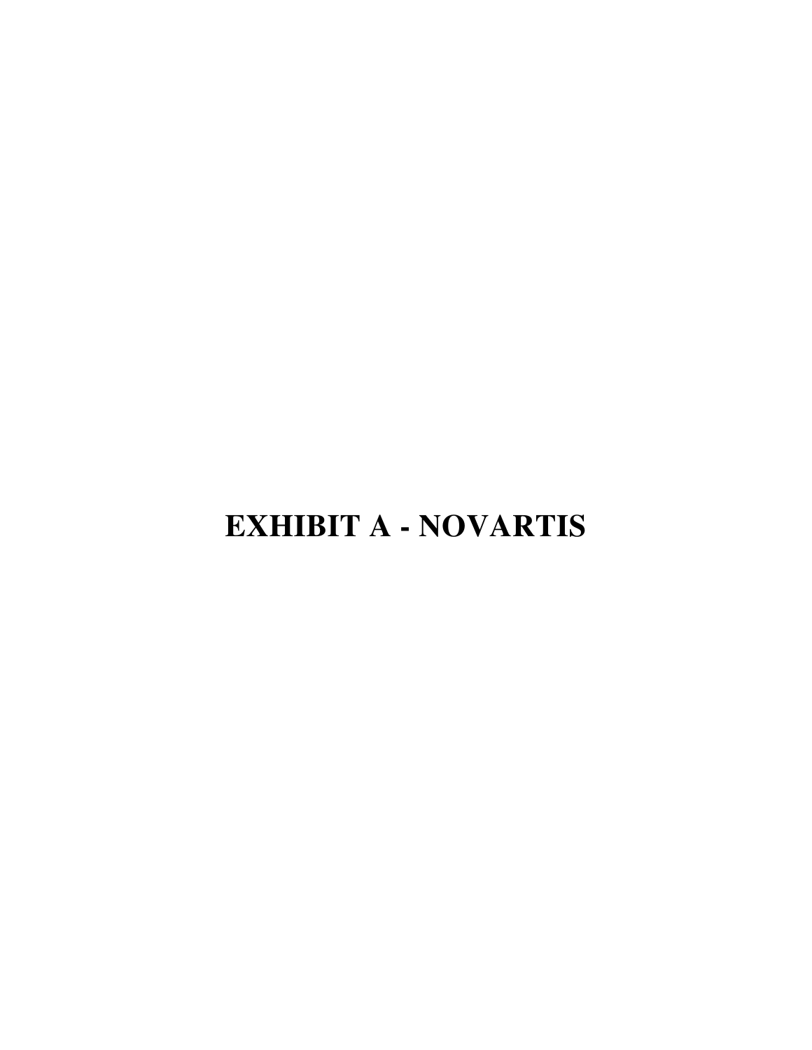# EXHIBIT A - NOVARTIS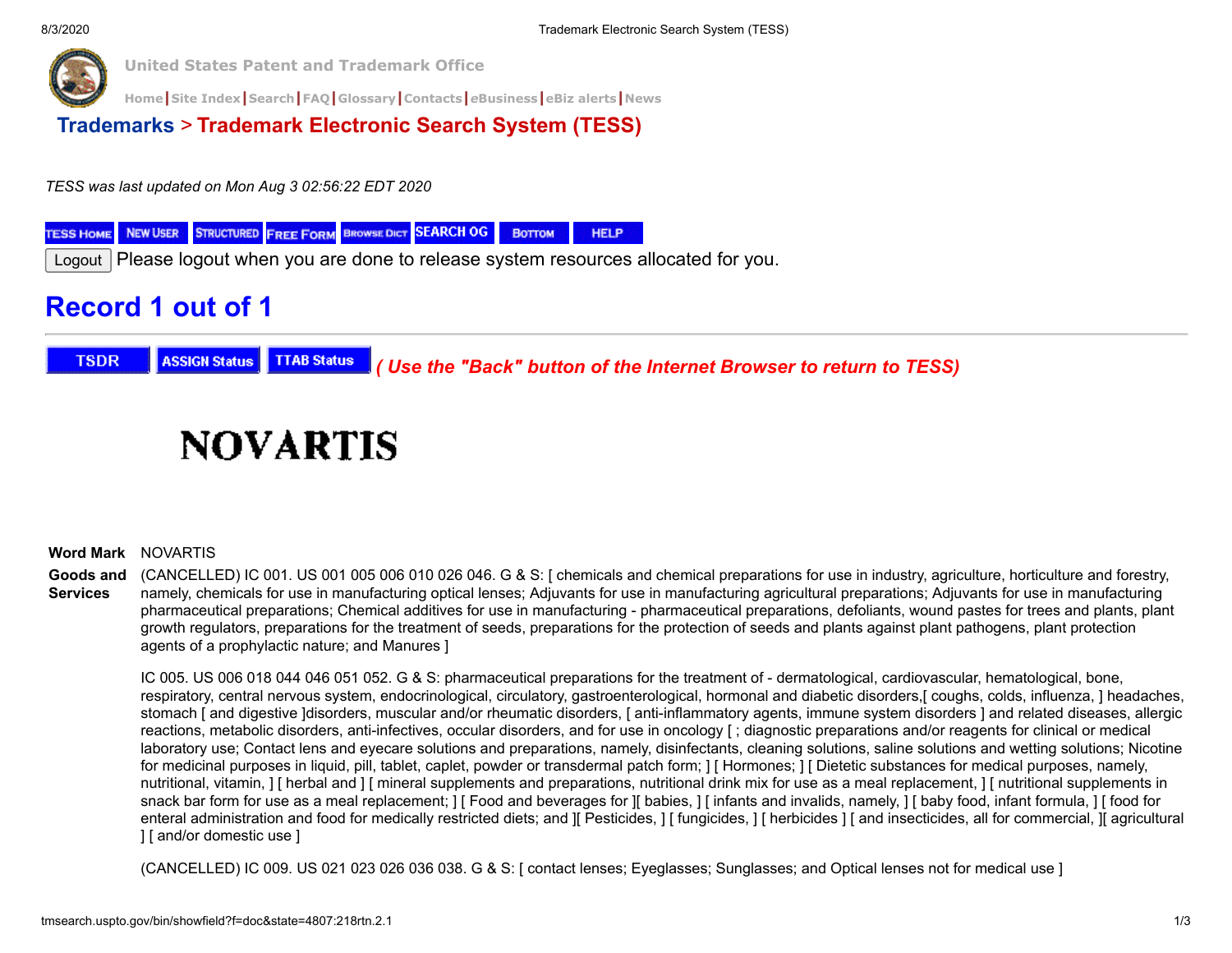United States Patent and Trademark Office

Home | Site Index | Search | FAQ | Glossary | Contacts | eBusiness | eBiz alerts | News

## Trademarks > Trademark Electronic Search System (TESS)

*TESS was last updated on Mon Aug 3 02:56:22 EDT 2020*

TESS HOME | NEW USER | STRUCTURED | FREE FORM | BROWSE DICT | SEARCH OG | BOTTOM | HELP

Logout Please logout when you are done to release system resources allocated for you.

# Record 1 out of 1

TSDR | ASSIGN Status | TTAB Status *( Use the "Back" button of the Internet Browser to return to TESS)*

# NOVARTIS

**Word Mark** NOVARTIS

**Goods and Services** (CANCELLED) IC 001. US 001 005 006 010 026 046. G & S: [ chemicals and chemical preparations for use in industry, agriculture, horticulture and forestry, namely, chemicals for use in manufacturing optical lenses; Adjuvants for use in manufacturing agricultural preparations; Adjuvants for use in manufacturing pharmaceutical preparations; Chemical additives for use in manufacturing - pharmaceutical preparations, defoliants, wound pastes for trees and plants, plant growth regulators, preparations for the treatment of seeds, preparations for the protection of seeds and plants against plant pathogens, plant protection agents of a prophylactic nature; and Manures ]

IC 005. US 006 018 044 046 051 052. G & S: pharmaceutical preparations for the treatment of - dermatological, cardiovascular, hematological, bone, respiratory, central nervous system, endocrinological, circulatory, gastroenterological, hormonal and diabetic disorders,[ coughs, colds, influenza, ] headaches, stomach [ and digestive ]disorders, muscular and/or rheumatic disorders, [ anti-inflammatory agents, immune system disorders ] and related diseases, allergic reactions, metabolic disorders, anti-infectives, occular disorders, and for use in oncology [ ; diagnostic preparations and/or reagents for clinical or medical laboratory use; Contact lens and eyecare solutions and preparations, namely, disinfectants, cleaning solutions, saline solutions and wetting solutions; Nicotine for medicinal purposes in liquid, pill, tablet, caplet, powder or transdermal patch form; ] [ Hormones; ] [ Dietetic substances for medical purposes, namely, nutritional, vitamin, ] [ herbal and ] [ mineral supplements and preparations, nutritional drink mix for use as a meal replacement, ] [ nutritional supplements in snack bar form for use as a meal replacement; ] [ Food and beverages for ][ babies, ] [ infants and invalids, namely, ] [ baby food, infant formula, ] [ food for enteral administration and food for medically restricted diets; and ][ Pesticides, ] [ fungicides, ] [ herbicides ] [ and insecticides, all for commercial, ][ agricultural ] [ and/or domestic use ]

(CANCELLED) IC 009. US 021 023 026 036 038. G & S: [ contact lenses; Eyeglasses; Sunglasses; and Optical lenses not for medical use ]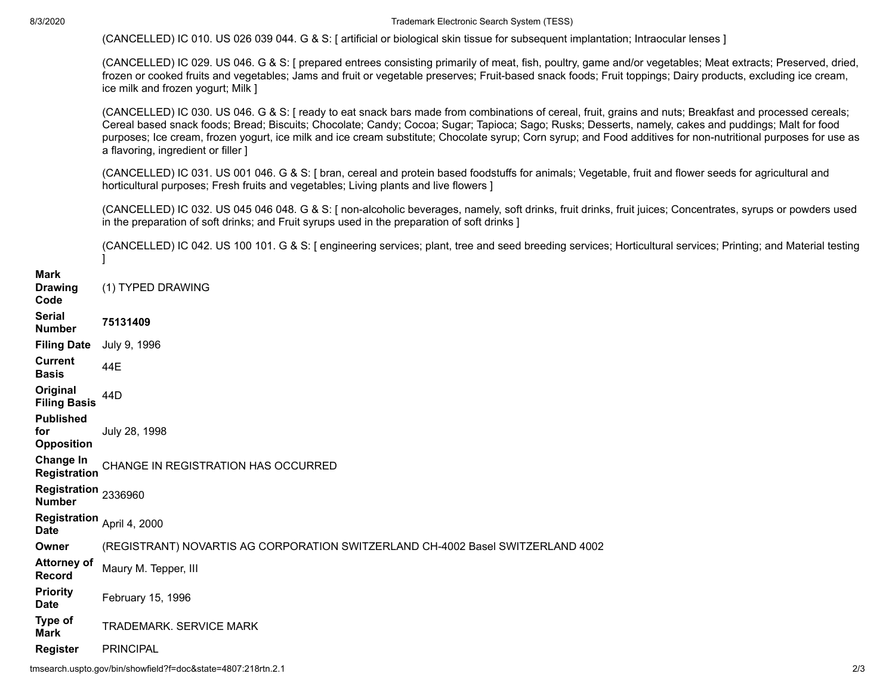(CANCELLED) IC 010. US 026 039 044. G & S: [ artificial or biological skin tissue for subsequent implantation; Intraocular lenses ]

(CANCELLED) IC 029. US 046. G & S: [ prepared entrees consisting primarily of meat, fish, poultry, game and/or vegetables; Meat extracts; Preserved, dried, frozen or cooked fruits and vegetables; Jams and fruit or vegetable preserves; Fruit-based snack foods; Fruit toppings; Dairy products, excluding ice cream, ice milk and frozen yogurt; Milk ]

(CANCELLED) IC 030. US 046. G & S: [ ready to eat snack bars made from combinations of cereal, fruit, grains and nuts; Breakfast and processed cereals; Cereal based snack foods; Bread; Biscuits; Chocolate; Candy; Cocoa; Sugar; Tapioca; Sago; Rusks; Desserts, namely, cakes and puddings; Malt for food purposes; Ice cream, frozen yogurt, ice milk and ice cream substitute; Chocolate syrup; Corn syrup; and Food additives for non-nutritional purposes for use as a flavoring, ingredient or filler ]

(CANCELLED) IC 031. US 001 046. G & S: [ bran, cereal and protein based foodstuffs for animals; Vegetable, fruit and flower seeds for agricultural and horticultural purposes; Fresh fruits and vegetables; Living plants and live flowers ]

(CANCELLED) IC 032. US 045 046 048. G & S: [ non-alcoholic beverages, namely, soft drinks, fruit drinks, fruit juices; Concentrates, syrups or powders used in the preparation of soft drinks; and Fruit syrups used in the preparation of soft drinks ]

(CANCELLED) IC 042. US 100 101. G & S: [ engineering services; plant, tree and seed breeding services; Horticultural services; Printing; and Material testing ]

| | |
|---|---|
| **Mark Drawing Code** | (1) TYPED DRAWING |
| **Serial Number** | **75131409** |
| **Filing Date** | July 9, 1996 |
| **Current Basis** | 44E |
| **Original Filing Basis** | 44D |
| **Published for Opposition** | July 28, 1998 |
| **Change In Registration** | CHANGE IN REGISTRATION HAS OCCURRED |
| **Registration Number** | 2336960 |
| **Registration Date** | April 4, 2000 |
| **Owner** | (REGISTRANT) NOVARTIS AG CORPORATION SWITZERLAND CH-4002 Basel SWITZERLAND 4002 |
| **Attorney of Record** | Maury M. Tepper, III |
| **Priority Date** | February 15, 1996 |
| **Type of Mark** | TRADEMARK. SERVICE MARK |
| **Register** | PRINCIPAL |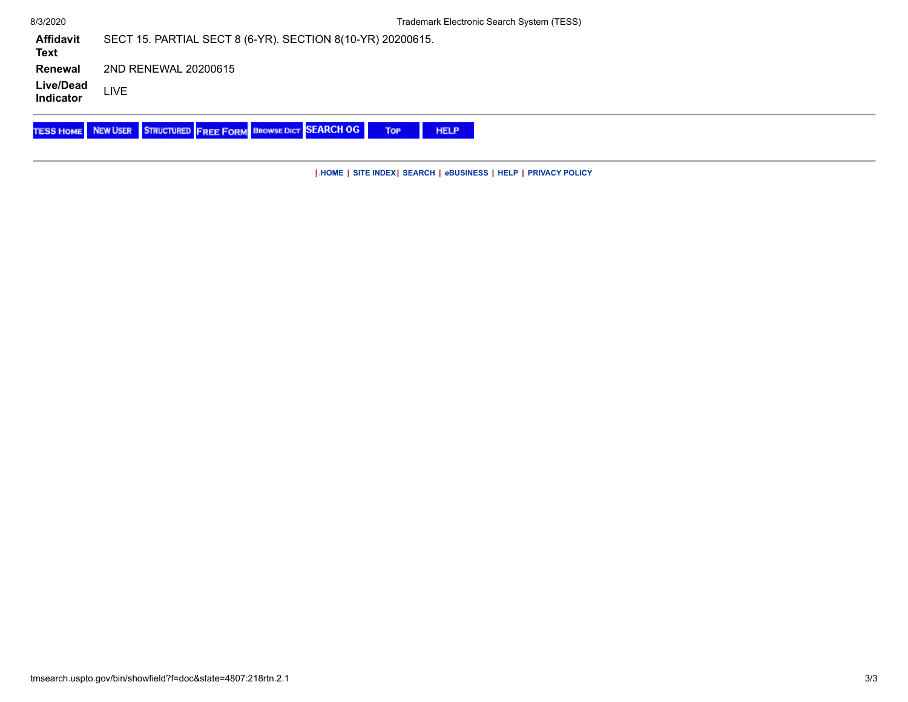| | |
|---|---|
| **Affidavit Text** | SECT 15. PARTIAL SECT 8 (6-YR). SECTION 8(10-YR) 20200615. |
| **Renewal** | 2ND RENEWAL 20200615 |
| **Live/Dead Indicator** | LIVE |

TESS HOME | NEW USER | STRUCTURED | FREE FORM | BROWSE DICT | SEARCH OG | TOP | HELP

| HOME | SITE INDEX | SEARCH | eBUSINESS | HELP | PRIVACY POLICY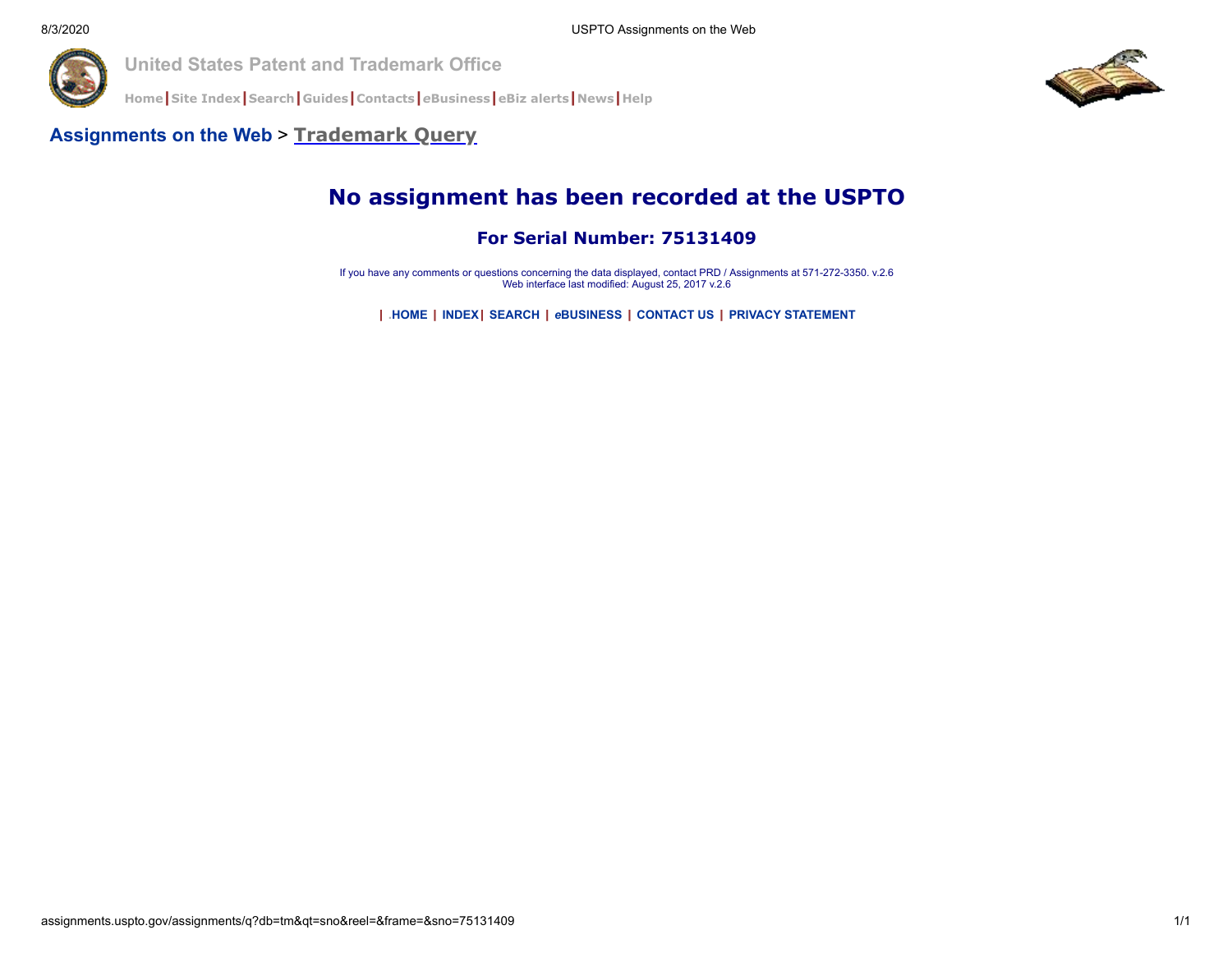United States Patent and Trademark Office

Home | Site Index | Search | Guides | Contacts | eBusiness | eBiz alerts | News | Help

**Assignments on the Web** > **Trademark Query**

# No assignment has been recorded at the USPTO

## For Serial Number: 75131409

If you have any comments or questions concerning the data displayed, contact PRD / Assignments at 571-272-3350. v.2.6
Web interface last modified: August 25, 2017 v.2.6

| .HOME | INDEX | SEARCH | eBUSINESS | CONTACT US | PRIVACY STATEMENT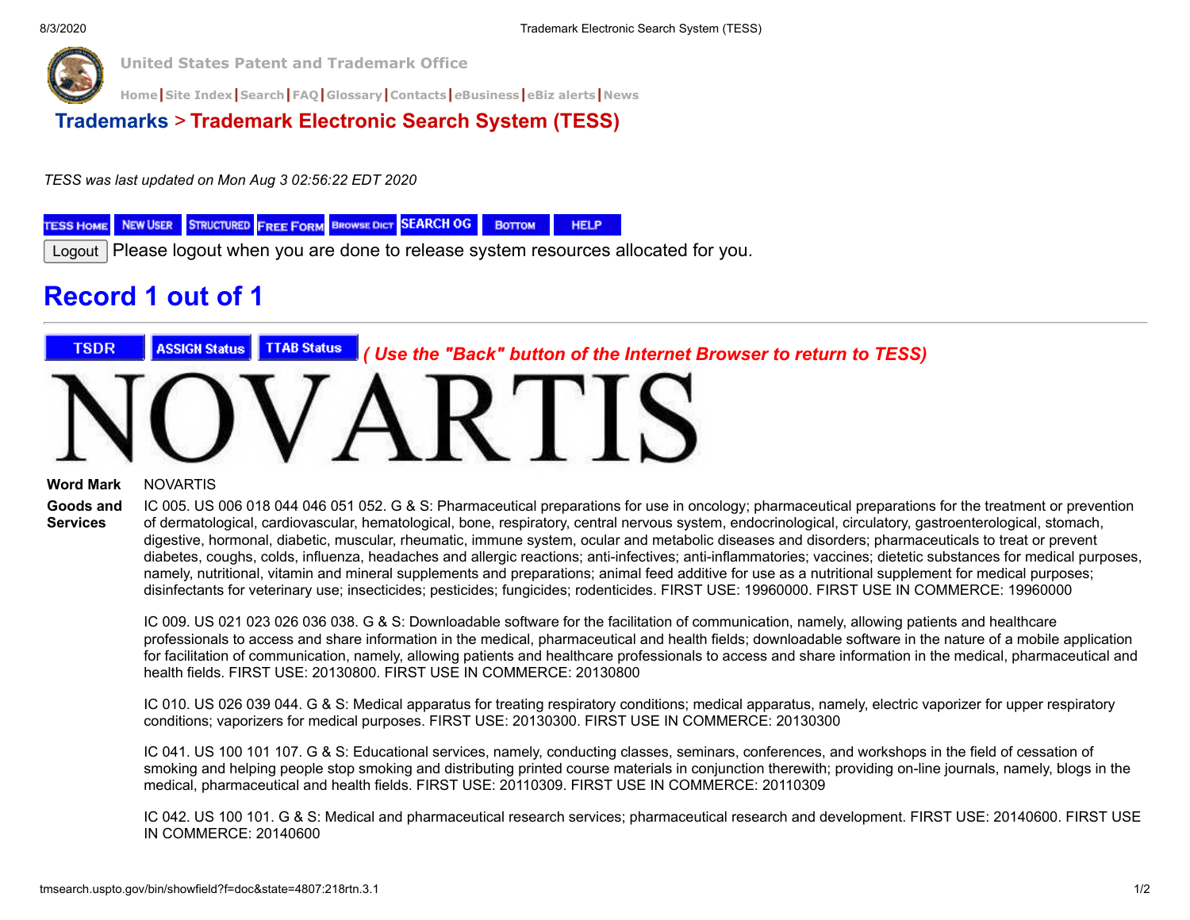United States Patent and Trademark Office

Home | Site Index | Search | FAQ | Glossary | Contacts | eBusiness | eBiz alerts | News

**Trademarks > Trademark Electronic Search System (TESS)**

*TESS was last updated on Mon Aug 3 02:56:22 EDT 2020*

TESS HOME | NEW USER | STRUCTURED | FREE FORM | BROWSE DICT | SEARCH OG | BOTTOM | HELP

Logout Please logout when you are done to release system resources allocated for you.

# Record 1 out of 1

TSDR | ASSIGN Status | TTAB Status *( Use the "Back" button of the Internet Browser to return to TESS)*

NOVARTIS

| | |
|---|---|
| **Word Mark** | NOVARTIS |
| **Goods and Services** | IC 005. US 006 018 044 046 051 052. G & S: Pharmaceutical preparations for use in oncology; pharmaceutical preparations for the treatment or prevention of dermatological, cardiovascular, hematological, bone, respiratory, central nervous system, endocrinological, circulatory, gastroenterological, stomach, digestive, hormonal, diabetic, muscular, rheumatic, immune system, ocular and metabolic diseases and disorders; pharmaceuticals to treat or prevent diabetes, coughs, colds, influenza, headaches and allergic reactions; anti-infectives; anti-inflammatories; vaccines; dietetic substances for medical purposes, namely, nutritional, vitamin and mineral supplements and preparations; animal feed additive for use as a nutritional supplement for medical purposes; disinfectants for veterinary use; insecticides; pesticides; fungicides; rodenticides. FIRST USE: 19960000. FIRST USE IN COMMERCE: 19960000<br><br>IC 009. US 021 023 026 036 038. G & S: Downloadable software for the facilitation of communication, namely, allowing patients and healthcare professionals to access and share information in the medical, pharmaceutical and health fields; downloadable software in the nature of a mobile application for facilitation of communication, namely, allowing patients and healthcare professionals to access and share information in the medical, pharmaceutical and health fields. FIRST USE: 20130800. FIRST USE IN COMMERCE: 20130800<br><br>IC 010. US 026 039 044. G & S: Medical apparatus for treating respiratory conditions; medical apparatus, namely, electric vaporizer for upper respiratory conditions; vaporizers for medical purposes. FIRST USE: 20130300. FIRST USE IN COMMERCE: 20130300<br><br>IC 041. US 100 101 107. G & S: Educational services, namely, conducting classes, seminars, conferences, and workshops in the field of cessation of smoking and helping people stop smoking and distributing printed course materials in conjunction therewith; providing on-line journals, namely, blogs in the medical, pharmaceutical and health fields. FIRST USE: 20110309. FIRST USE IN COMMERCE: 20110309<br><br>IC 042. US 100 101. G & S: Medical and pharmaceutical research services; pharmaceutical research and development. FIRST USE: 20140600. FIRST USE IN COMMERCE: 20140600 |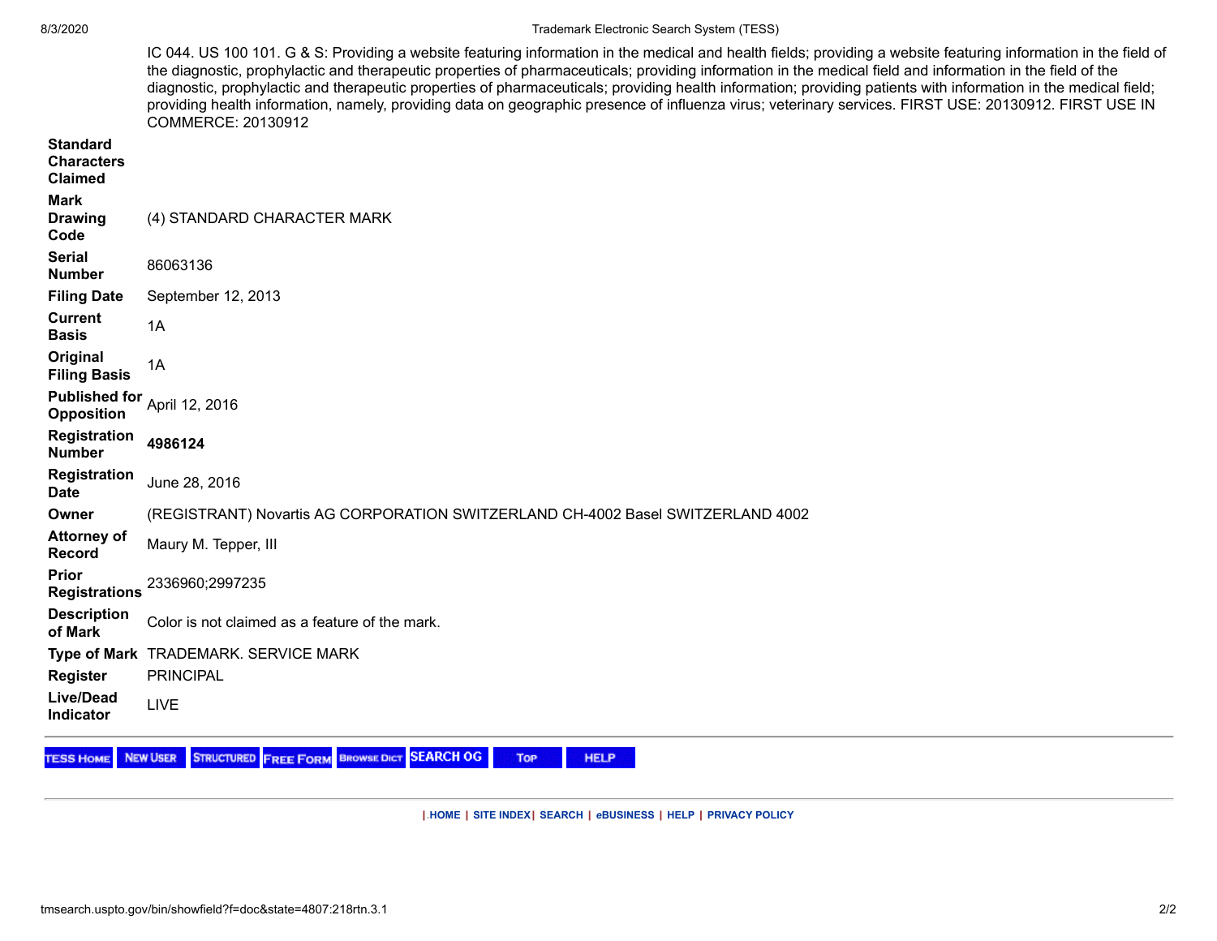IC 044. US 100 101. G & S: Providing a website featuring information in the medical and health fields; providing a website featuring information in the field of the diagnostic, prophylactic and therapeutic properties of pharmaceuticals; providing information in the medical field and information in the field of the diagnostic, prophylactic and therapeutic properties of pharmaceuticals; providing health information; providing patients with information in the medical field; providing health information, namely, providing data on geographic presence of influenza virus; veterinary services. FIRST USE: 20130912. FIRST USE IN COMMERCE: 20130912

| | |
|---|---|
| **Standard Characters Claimed** | |
| **Mark Drawing Code** | (4) STANDARD CHARACTER MARK |
| **Serial Number** | 86063136 |
| **Filing Date** | September 12, 2013 |
| **Current Basis** | 1A |
| **Original Filing Basis** | 1A |
| **Published for Opposition** | April 12, 2016 |
| **Registration Number** | **4986124** |
| **Registration Date** | June 28, 2016 |
| **Owner** | (REGISTRANT) Novartis AG CORPORATION SWITZERLAND CH-4002 Basel SWITZERLAND 4002 |
| **Attorney of Record** | Maury M. Tepper, III |
| **Prior Registrations** | 2336960;2997235 |
| **Description of Mark** | Color is not claimed as a feature of the mark. |
| **Type of Mark** | TRADEMARK. SERVICE MARK |
| **Register** | PRINCIPAL |
| **Live/Dead Indicator** | LIVE |

TESS HOME | NEW USER | STRUCTURED | FREE FORM | BROWSE DICT | SEARCH OG | TOP | HELP

| HOME | SITE INDEX | SEARCH | eBUSINESS | HELP | PRIVACY POLICY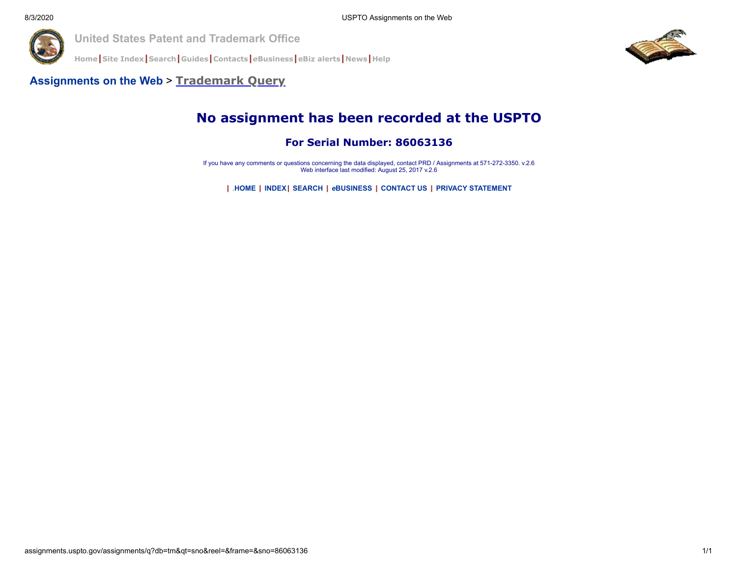United States Patent and Trademark Office

Home | Site Index | Search | Guides | Contacts | eBusiness | eBiz alerts | News | Help

**Assignments on the Web** > **Trademark Query**

# No assignment has been recorded at the USPTO

## For Serial Number: 86063136

If you have any comments or questions concerning the data displayed, contact PRD / Assignments at 571-272-3350. v.2.6
Web interface last modified: August 25, 2017 v.2.6

| .HOME | INDEX | SEARCH | eBUSINESS | CONTACT US | PRIVACY STATEMENT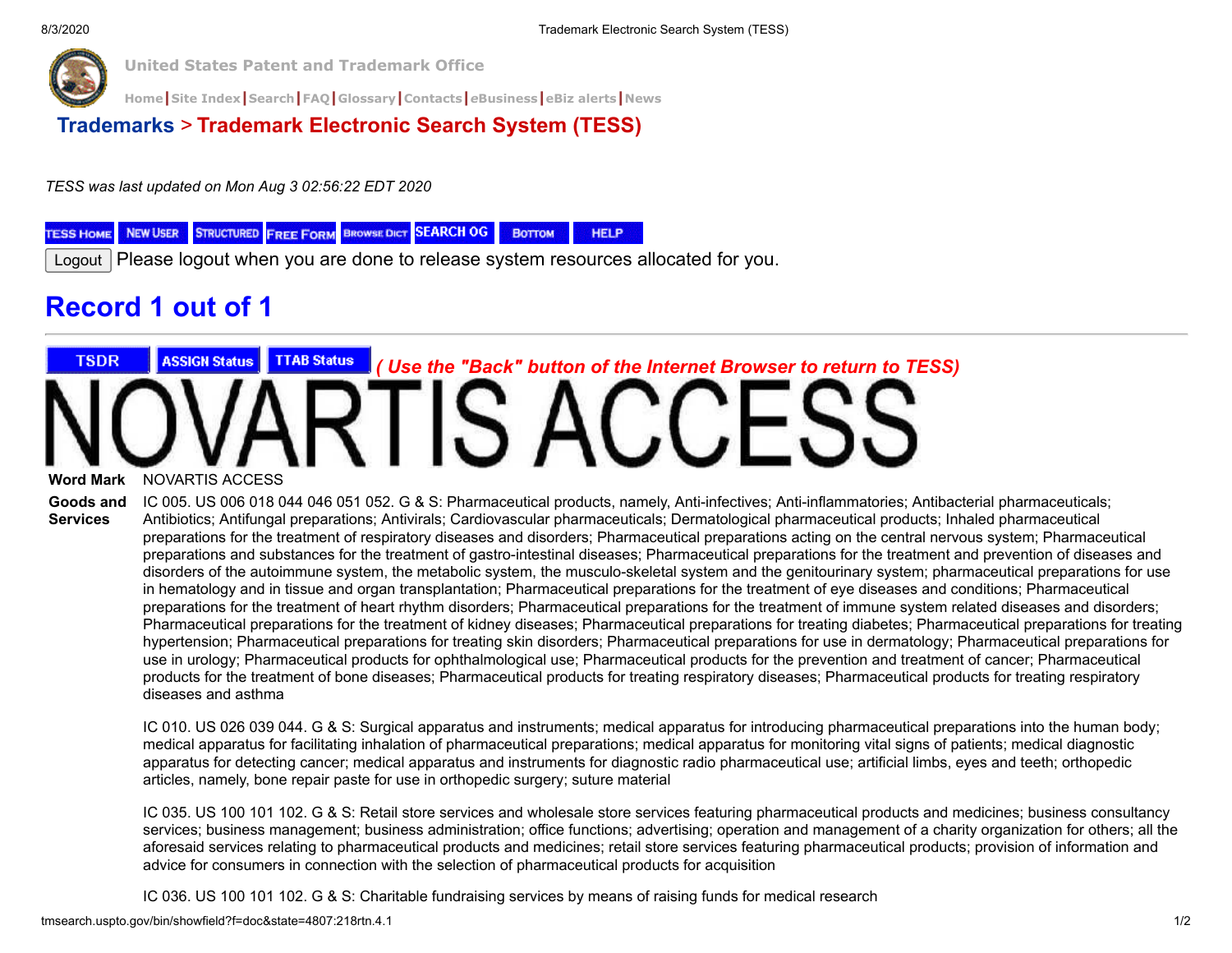United States Patent and Trademark Office

Home | Site Index | Search | FAQ | Glossary | Contacts | eBusiness | eBiz alerts | News

## Trademarks > Trademark Electronic Search System (TESS)

*TESS was last updated on Mon Aug 3 02:56:22 EDT 2020*

TESS HOME | NEW USER | STRUCTURED | FREE FORM | BROWSE DICT | SEARCH OG | BOTTOM | HELP

Logout Please logout when you are done to release system resources allocated for you.

# Record 1 out of 1

TSDR | ASSIGN Status | TTAB Status *( Use the "Back" button of the Internet Browser to return to TESS)*

# NOVARTIS ACCESS

**Word Mark** NOVARTIS ACCESS

**Goods and Services** IC 005. US 006 018 044 046 051 052. G & S: Pharmaceutical products, namely, Anti-infectives; Anti-inflammatories; Antibacterial pharmaceuticals; Antibiotics; Antifungal preparations; Antivirals; Cardiovascular pharmaceuticals; Dermatological pharmaceutical products; Inhaled pharmaceutical preparations for the treatment of respiratory diseases and disorders; Pharmaceutical preparations acting on the central nervous system; Pharmaceutical preparations and substances for the treatment of gastro-intestinal diseases; Pharmaceutical preparations for the treatment and prevention of diseases and disorders of the autoimmune system, the metabolic system, the musculo-skeletal system and the genitourinary system; pharmaceutical preparations for use in hematology and in tissue and organ transplantation; Pharmaceutical preparations for the treatment of eye diseases and conditions; Pharmaceutical preparations for the treatment of heart rhythm disorders; Pharmaceutical preparations for the treatment of immune system related diseases and disorders; Pharmaceutical preparations for the treatment of kidney diseases; Pharmaceutical preparations for treating diabetes; Pharmaceutical preparations for treating hypertension; Pharmaceutical preparations for treating skin disorders; Pharmaceutical preparations for use in dermatology; Pharmaceutical preparations for use in urology; Pharmaceutical products for ophthalmological use; Pharmaceutical products for the prevention and treatment of cancer; Pharmaceutical products for the treatment of bone diseases; Pharmaceutical products for treating respiratory diseases; Pharmaceutical products for treating respiratory diseases and asthma

IC 010. US 026 039 044. G & S: Surgical apparatus and instruments; medical apparatus for introducing pharmaceutical preparations into the human body; medical apparatus for facilitating inhalation of pharmaceutical preparations; medical apparatus for monitoring vital signs of patients; medical diagnostic apparatus for detecting cancer; medical apparatus and instruments for diagnostic radio pharmaceutical use; artificial limbs, eyes and teeth; orthopedic articles, namely, bone repair paste for use in orthopedic surgery; suture material

IC 035. US 100 101 102. G & S: Retail store services and wholesale store services featuring pharmaceutical products and medicines; business consultancy services; business management; business administration; office functions; advertising; operation and management of a charity organization for others; all the aforesaid services relating to pharmaceutical products and medicines; retail store services featuring pharmaceutical products; provision of information and advice for consumers in connection with the selection of pharmaceutical products for acquisition

IC 036. US 100 101 102. G & S: Charitable fundraising services by means of raising funds for medical research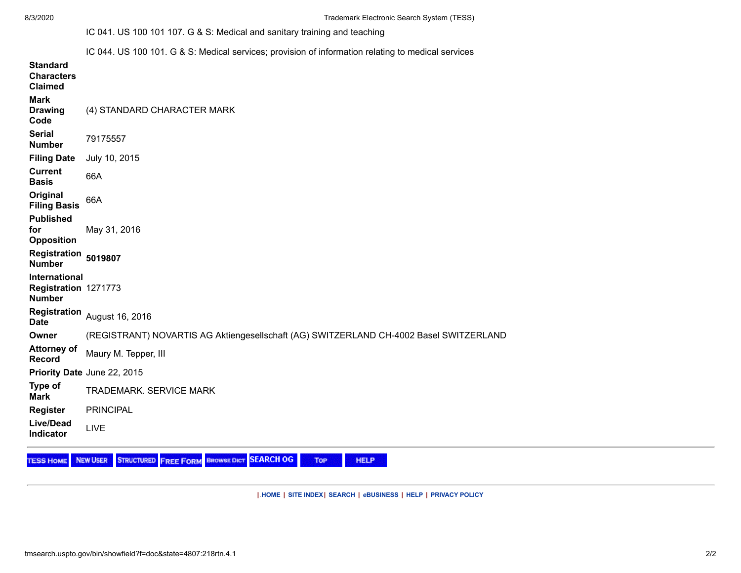IC 041. US 100 101 107. G & S: Medical and sanitary training and teaching

IC 044. US 100 101. G & S: Medical services; provision of information relating to medical services

| | |
|---|---|
| **Standard Characters Claimed** | |
| **Mark Drawing Code** | (4) STANDARD CHARACTER MARK |
| **Serial Number** | 79175557 |
| **Filing Date** | July 10, 2015 |
| **Current Basis** | 66A |
| **Original Filing Basis** | 66A |
| **Published for Opposition** | May 31, 2016 |
| **Registration Number** | **5019807** |
| **International Registration Number** | 1271773 |
| **Registration Date** | August 16, 2016 |
| **Owner** | (REGISTRANT) NOVARTIS AG Aktiengesellschaft (AG) SWITZERLAND CH-4002 Basel SWITZERLAND |
| **Attorney of Record** | Maury M. Tepper, III |
| **Priority Date** | June 22, 2015 |
| **Type of Mark** | TRADEMARK. SERVICE MARK |
| **Register** | PRINCIPAL |
| **Live/Dead Indicator** | LIVE |

---

TESS HOME | NEW USER | STRUCTURED | FREE FORM | BROWSE DICT | SEARCH OG | TOP | HELP

---

| .HOME | SITE INDEX | SEARCH | eBUSINESS | HELP | PRIVACY POLICY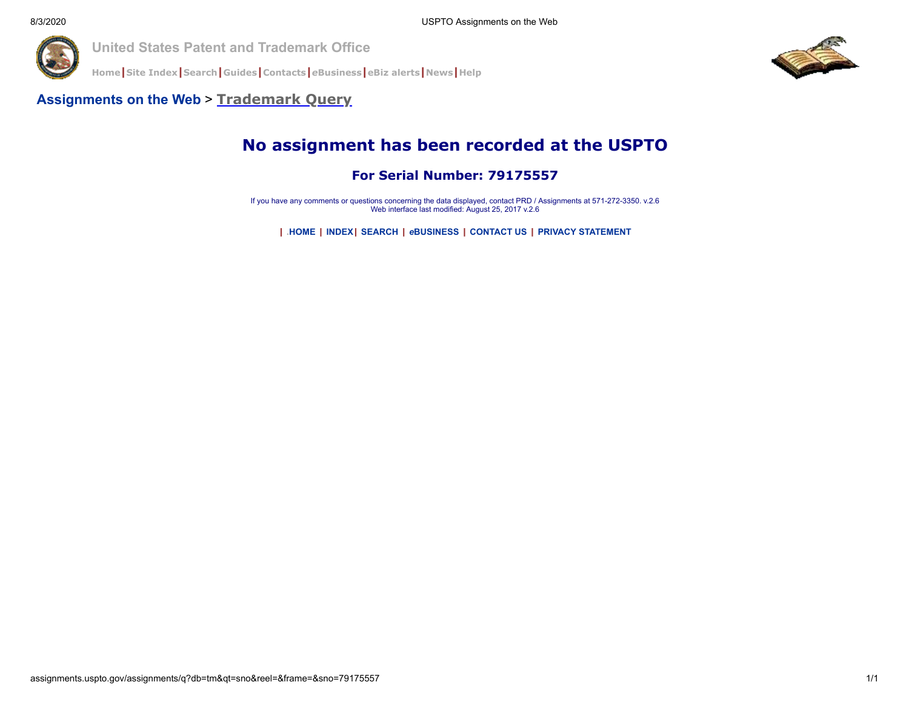United States Patent and Trademark Office

Home | Site Index | Search | Guides | Contacts | eBusiness | eBiz alerts | News | Help

**Assignments on the Web** > **Trademark Query**

# No assignment has been recorded at the USPTO

## For Serial Number: 79175557

If you have any comments or questions concerning the data displayed, contact PRD / Assignments at 571-272-3350. v.2.6
Web interface last modified: August 25, 2017 v.2.6

| .HOME | INDEX | SEARCH | eBUSINESS | CONTACT US | PRIVACY STATEMENT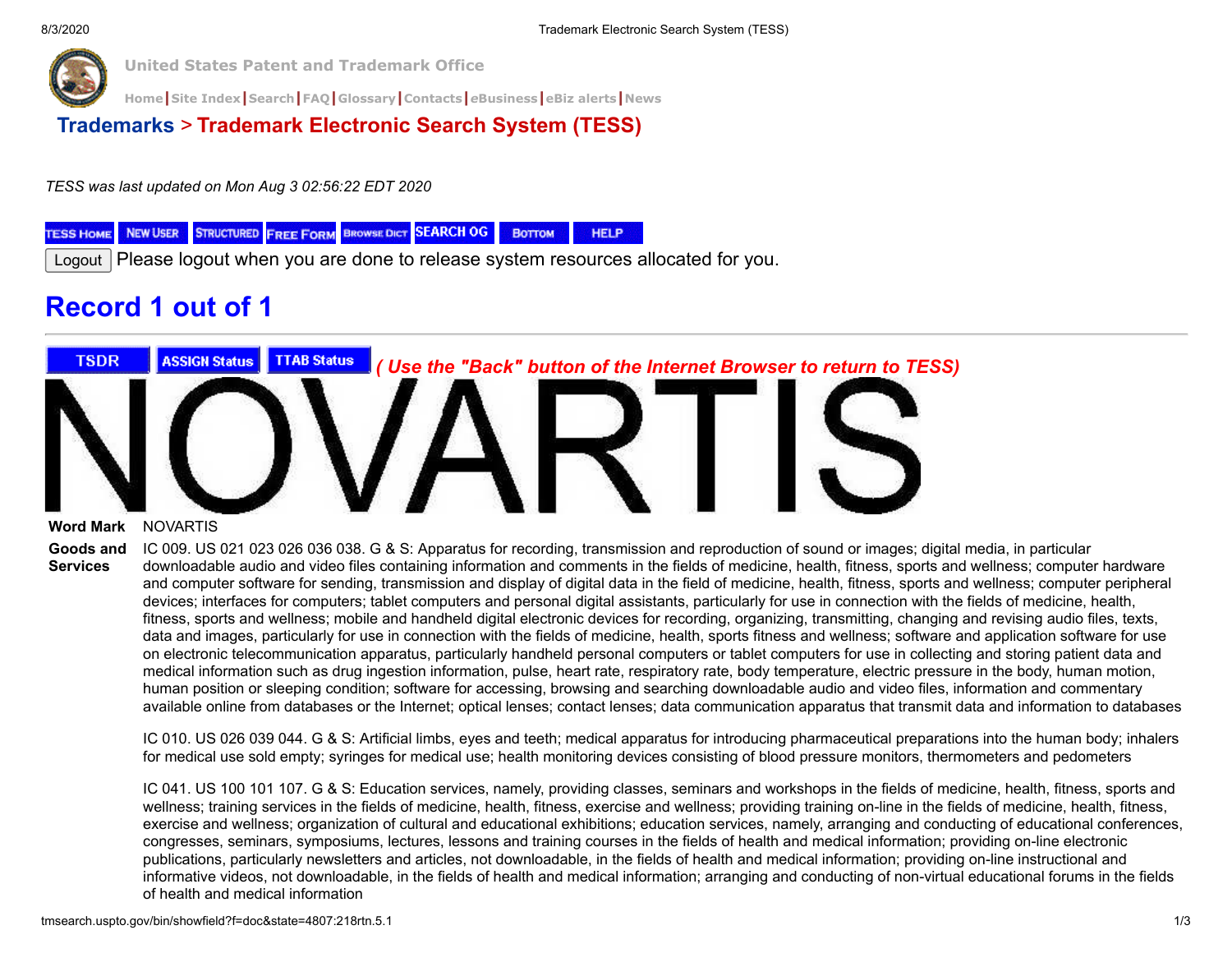# Trademarks > Trademark Electronic Search System (TESS)

*TESS was last updated on Mon Aug 3 02:56:22 EDT 2020*

TESS HOME | NEW USER | STRUCTURED | FREE FORM | BROWSE DICT | SEARCH OG | BOTTOM | HELP

Logout Please logout when you are done to release system resources allocated for you.

## Record 1 out of 1

TSDR | ASSIGN Status | TTAB Status *( Use the "Back" button of the Internet Browser to return to TESS)*

NOVARTIS

**Word Mark** NOVARTIS

**Goods and Services** IC 009. US 021 023 026 036 038. G & S: Apparatus for recording, transmission and reproduction of sound or images; digital media, in particular downloadable audio and video files containing information and comments in the fields of medicine, health, fitness, sports and wellness; computer hardware and computer software for sending, transmission and display of digital data in the field of medicine, health, fitness, sports and wellness; computer peripheral devices; interfaces for computers; tablet computers and personal digital assistants, particularly for use in connection with the fields of medicine, health, fitness, sports and wellness; mobile and handheld digital electronic devices for recording, organizing, transmitting, changing and revising audio files, texts, data and images, particularly for use in connection with the fields of medicine, health, sports fitness and wellness; software and application software for use on electronic telecommunication apparatus, particularly handheld personal computers or tablet computers for use in collecting and storing patient data and medical information such as drug ingestion information, pulse, heart rate, respiratory rate, body temperature, electric pressure in the body, human motion, human position or sleeping condition; software for accessing, browsing and searching downloadable audio and video files, information and commentary available online from databases or the Internet; optical lenses; contact lenses; data communication apparatus that transmit data and information to databases

IC 010. US 026 039 044. G & S: Artificial limbs, eyes and teeth; medical apparatus for introducing pharmaceutical preparations into the human body; inhalers for medical use sold empty; syringes for medical use; health monitoring devices consisting of blood pressure monitors, thermometers and pedometers

IC 041. US 100 101 107. G & S: Education services, namely, providing classes, seminars and workshops in the fields of medicine, health, fitness, sports and wellness; training services in the fields of medicine, health, fitness, exercise and wellness; providing training on-line in the fields of medicine, health, fitness, exercise and wellness; organization of cultural and educational exhibitions; education services, namely, arranging and conducting of educational conferences, congresses, seminars, symposiums, lectures, lessons and training courses in the fields of health and medical information; providing on-line electronic publications, particularly newsletters and articles, not downloadable, in the fields of health and medical information; providing on-line instructional and informative videos, not downloadable, in the fields of health and medical information; arranging and conducting of non-virtual educational forums in the fields of health and medical information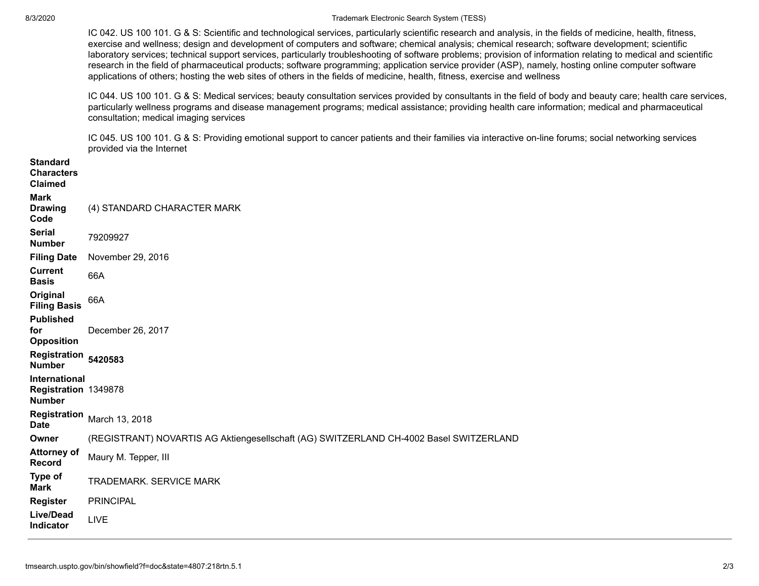IC 042. US 100 101. G & S: Scientific and technological services, particularly scientific research and analysis, in the fields of medicine, health, fitness, exercise and wellness; design and development of computers and software; chemical analysis; chemical research; software development; scientific laboratory services; technical support services, particularly troubleshooting of software problems; provision of information relating to medical and scientific research in the field of pharmaceutical products; software programming; application service provider (ASP), namely, hosting online computer software applications of others; hosting the web sites of others in the fields of medicine, health, fitness, exercise and wellness

IC 044. US 100 101. G & S: Medical services; beauty consultation services provided by consultants in the field of body and beauty care; health care services, particularly wellness programs and disease management programs; medical assistance; providing health care information; medical and pharmaceutical consultation; medical imaging services

IC 045. US 100 101. G & S: Providing emotional support to cancer patients and their families via interactive on-line forums; social networking services provided via the Internet

| | |
|---|---|
| **Standard Characters Claimed** | |
| **Mark Drawing Code** | (4) STANDARD CHARACTER MARK |
| **Serial Number** | 79209927 |
| **Filing Date** | November 29, 2016 |
| **Current Basis** | 66A |
| **Original Filing Basis** | 66A |
| **Published for Opposition** | December 26, 2017 |
| **Registration Number** | **5420583** |
| **International Registration Number** | 1349878 |
| **Registration Date** | March 13, 2018 |
| **Owner** | (REGISTRANT) NOVARTIS AG Aktiengesellschaft (AG) SWITZERLAND CH-4002 Basel SWITZERLAND |
| **Attorney of Record** | Maury M. Tepper, III |
| **Type of Mark** | TRADEMARK. SERVICE MARK |
| **Register** | PRINCIPAL |
| **Live/Dead Indicator** | LIVE |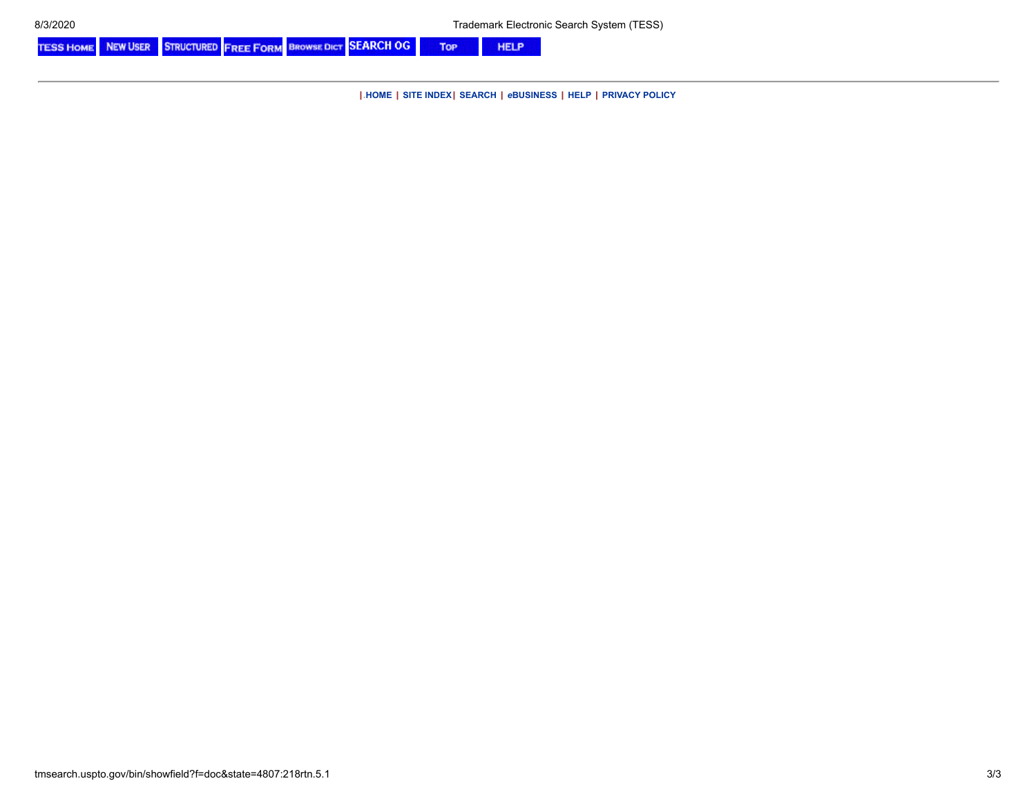TESS HOME | NEW USER | STRUCTURED | FREE FORM | BROWSE DICT | SEARCH OG | TOP | HELP

---

| HOME | SITE INDEX | SEARCH | eBUSINESS | HELP | PRIVACY POLICY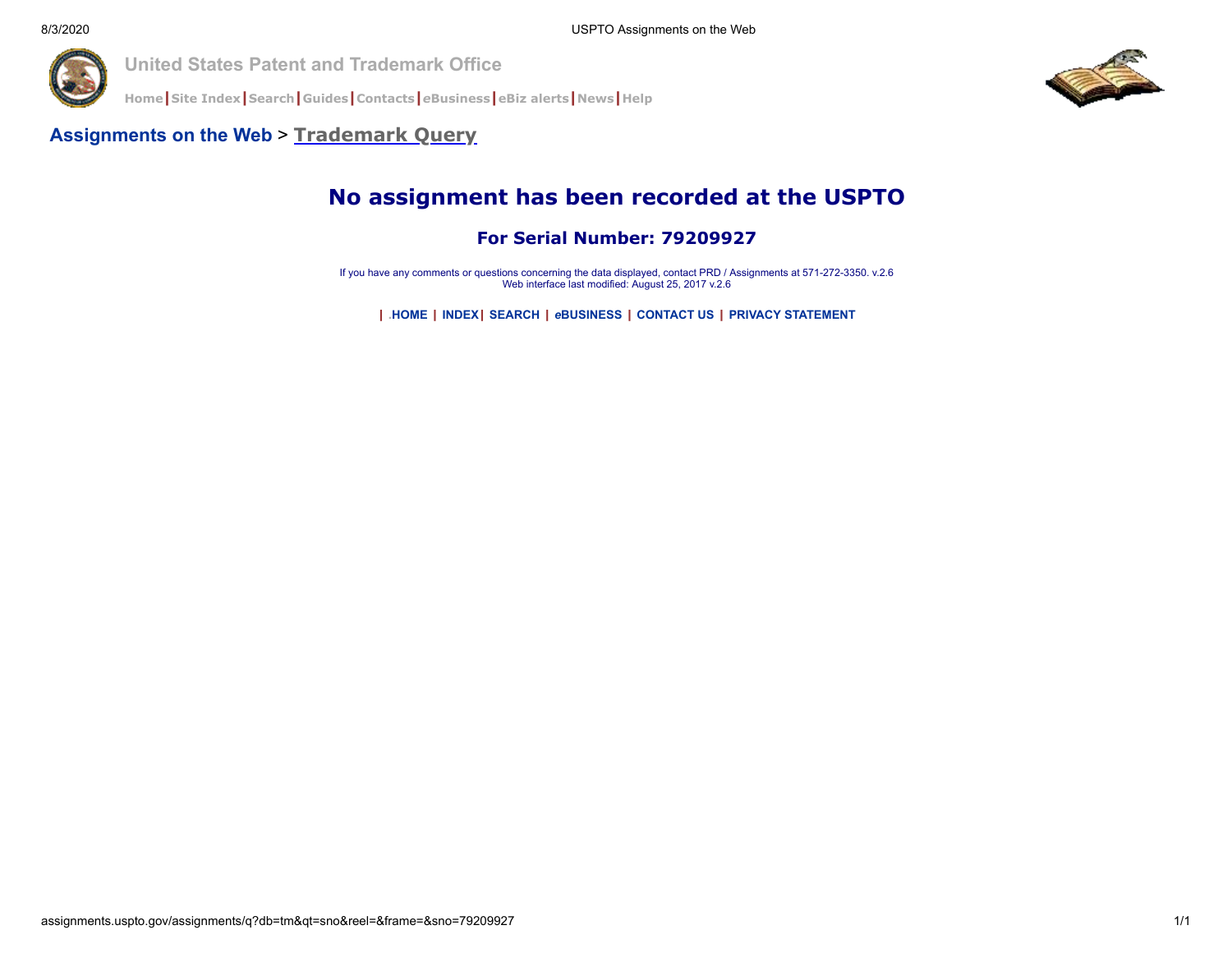**United States Patent and Trademark Office**

Home | Site Index | Search | Guides | Contacts | eBusiness | eBiz alerts | News | Help

**Assignments on the Web** > **Trademark Query**

# No assignment has been recorded at the USPTO

## For Serial Number: 79209927

If you have any comments or questions concerning the data displayed, contact PRD / Assignments at 571-272-3350. v.2.6
Web interface last modified: August 25, 2017 v.2.6

| .HOME | INDEX | SEARCH | eBUSINESS | CONTACT US | PRIVACY STATEMENT